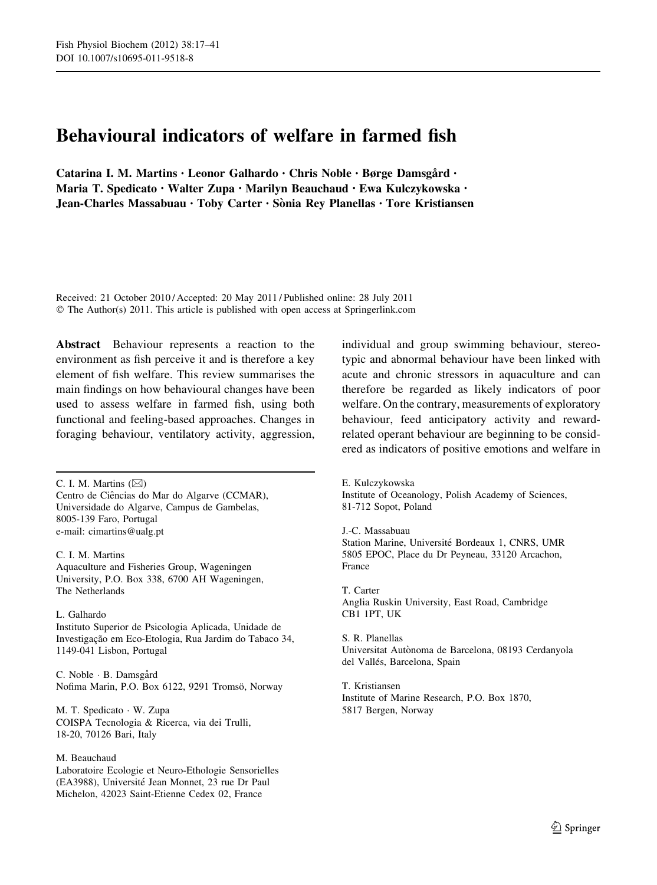# Behavioural indicators of welfare in farmed fish

**Catarina I. M. Martins · Leonor Galhardo · Chris Noble · Børge Damsgård · Maria T. Spedicato · Walter Zupa · Marilyn Beauchaud · Ewa Kulczykowska · Jean-Charles Massabuau · Toby Carter · Sònia Rey Planellas · Tore Kristiansen**

Received: 21 October 2010 / Accepted: 20 May 2011 / Published online: 28 July 2011
© The Author(s) 2011. This article is published with open access at Springerlink.com

**Abstract** Behaviour represents a reaction to the environment as fish perceive it and is therefore a key element of fish welfare. This review summarises the main findings on how behavioural changes have been used to assess welfare in farmed fish, using both functional and feeling-based approaches. Changes in foraging behaviour, ventilatory activity, aggression, individual and group swimming behaviour, stereotypic and abnormal behaviour have been linked with acute and chronic stressors in aquaculture and can therefore be regarded as likely indicators of poor welfare. On the contrary, measurements of exploratory behaviour, feed anticipatory activity and reward-related operant behaviour are beginning to be considered as indicators of positive emotions and welfare in

C. I. M. Martins (✉)
Centro de Ciências do Mar do Algarve (CCMAR), Universidade do Algarve, Campus de Gambelas, 8005-139 Faro, Portugal
e-mail: cimartins@ualg.pt

C. I. M. Martins
Aquaculture and Fisheries Group, Wageningen University, P.O. Box 338, 6700 AH Wageningen, The Netherlands

L. Galhardo
Instituto Superior de Psicologia Aplicada, Unidade de Investigação em Eco-Etologia, Rua Jardim do Tabaco 34, 1149-041 Lisbon, Portugal

C. Noble · B. Damsgård
Nofima Marin, P.O. Box 6122, 9291 Tromsö, Norway

M. T. Spedicato · W. Zupa
COISPA Tecnologia & Ricerca, via dei Trulli, 18-20, 70126 Bari, Italy

M. Beauchaud
Laboratoire Ecologie et Neuro-Ethologie Sensorielles (EA3988), Université Jean Monnet, 23 rue Dr Paul Michelon, 42023 Saint-Etienne Cedex 02, France

E. Kulczykowska
Institute of Oceanology, Polish Academy of Sciences, 81-712 Sopot, Poland

J.-C. Massabuau
Station Marine, Université Bordeaux 1, CNRS, UMR 5805 EPOC, Place du Dr Peyneau, 33120 Arcachon, France

T. Carter
Anglia Ruskin University, East Road, Cambridge CB1 1PT, UK

S. R. Planellas
Universitat Autònoma de Barcelona, 08193 Cerdanyola del Vallés, Barcelona, Spain

T. Kristiansen
Institute of Marine Research, P.O. Box 1870, 5817 Bergen, Norway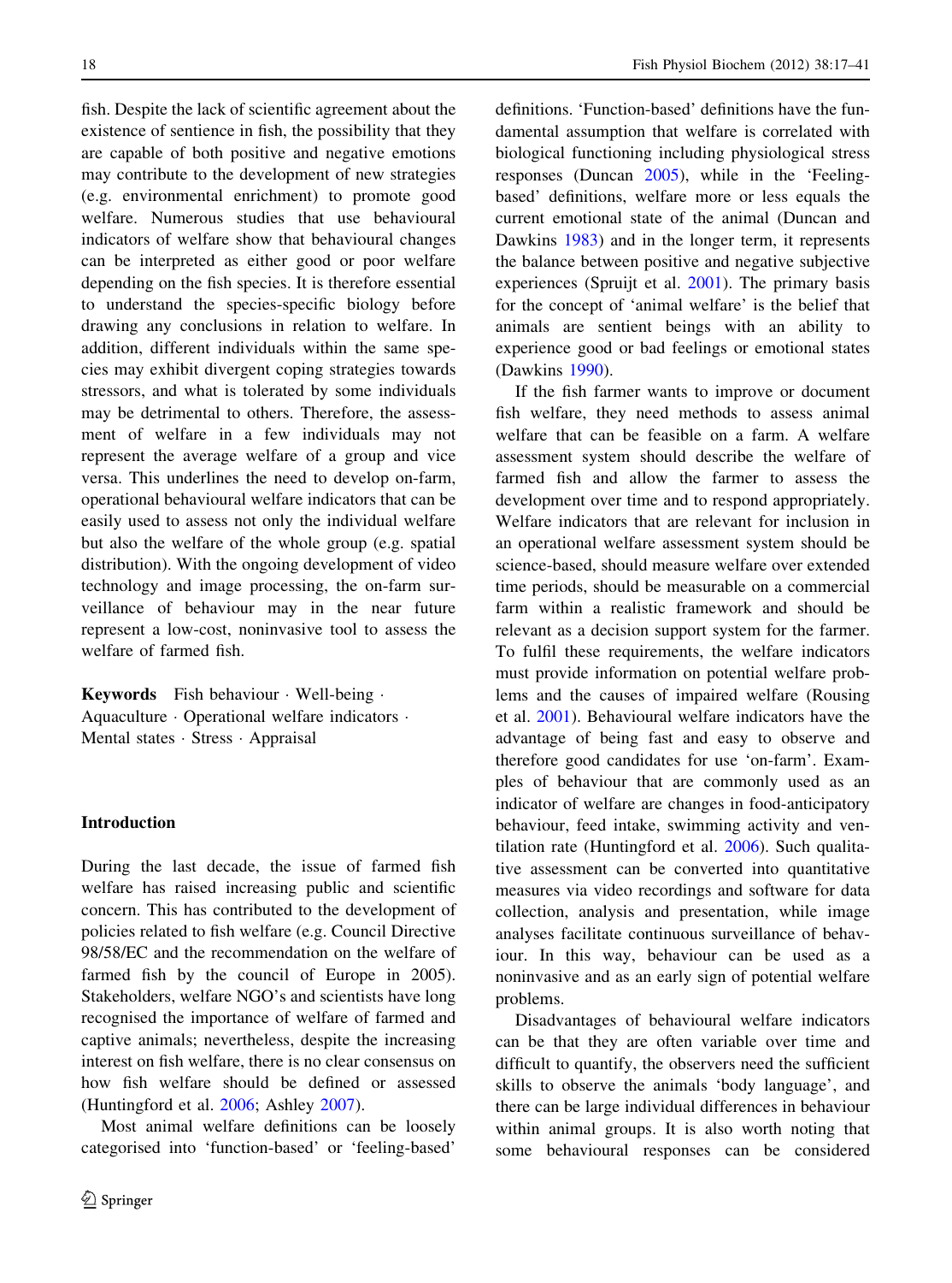fish. Despite the lack of scientific agreement about the existence of sentience in fish, the possibility that they are capable of both positive and negative emotions may contribute to the development of new strategies (e.g. environmental enrichment) to promote good welfare. Numerous studies that use behavioural indicators of welfare show that behavioural changes can be interpreted as either good or poor welfare depending on the fish species. It is therefore essential to understand the species-specific biology before drawing any conclusions in relation to welfare. In addition, different individuals within the same species may exhibit divergent coping strategies towards stressors, and what is tolerated by some individuals may be detrimental to others. Therefore, the assessment of welfare in a few individuals may not represent the average welfare of a group and vice versa. This underlines the need to develop on-farm, operational behavioural welfare indicators that can be easily used to assess not only the individual welfare but also the welfare of the whole group (e.g. spatial distribution). With the ongoing development of video technology and image processing, the on-farm surveillance of behaviour may in the near future represent a low-cost, noninvasive tool to assess the welfare of farmed fish.

**Keywords** Fish behaviour · Well-being · Aquaculture · Operational welfare indicators · Mental states · Stress · Appraisal

## Introduction

During the last decade, the issue of farmed fish welfare has raised increasing public and scientific concern. This has contributed to the development of policies related to fish welfare (e.g. Council Directive 98/58/EC and the recommendation on the welfare of farmed fish by the council of Europe in 2005). Stakeholders, welfare NGO's and scientists have long recognised the importance of welfare of farmed and captive animals; nevertheless, despite the increasing interest on fish welfare, there is no clear consensus on how fish welfare should be defined or assessed (Huntingford et al. 2006; Ashley 2007).

Most animal welfare definitions can be loosely categorised into 'function-based' or 'feeling-based' definitions. 'Function-based' definitions have the fundamental assumption that welfare is correlated with biological functioning including physiological stress responses (Duncan 2005), while in the 'Feeling-based' definitions, welfare more or less equals the current emotional state of the animal (Duncan and Dawkins 1983) and in the longer term, it represents the balance between positive and negative subjective experiences (Spruijt et al. 2001). The primary basis for the concept of 'animal welfare' is the belief that animals are sentient beings with an ability to experience good or bad feelings or emotional states (Dawkins 1990).

If the fish farmer wants to improve or document fish welfare, they need methods to assess animal welfare that can be feasible on a farm. A welfare assessment system should describe the welfare of farmed fish and allow the farmer to assess the development over time and to respond appropriately. Welfare indicators that are relevant for inclusion in an operational welfare assessment system should be science-based, should measure welfare over extended time periods, should be measurable on a commercial farm within a realistic framework and should be relevant as a decision support system for the farmer. To fulfil these requirements, the welfare indicators must provide information on potential welfare problems and the causes of impaired welfare (Rousing et al. 2001). Behavioural welfare indicators have the advantage of being fast and easy to observe and therefore good candidates for use 'on-farm'. Examples of behaviour that are commonly used as an indicator of welfare are changes in food-anticipatory behaviour, feed intake, swimming activity and ventilation rate (Huntingford et al. 2006). Such qualitative assessment can be converted into quantitative measures via video recordings and software for data collection, analysis and presentation, while image analyses facilitate continuous surveillance of behaviour. In this way, behaviour can be used as a noninvasive and as an early sign of potential welfare problems.

Disadvantages of behavioural welfare indicators can be that they are often variable over time and difficult to quantify, the observers need the sufficient skills to observe the animals 'body language', and there can be large individual differences in behaviour within animal groups. It is also worth noting that some behavioural responses can be considered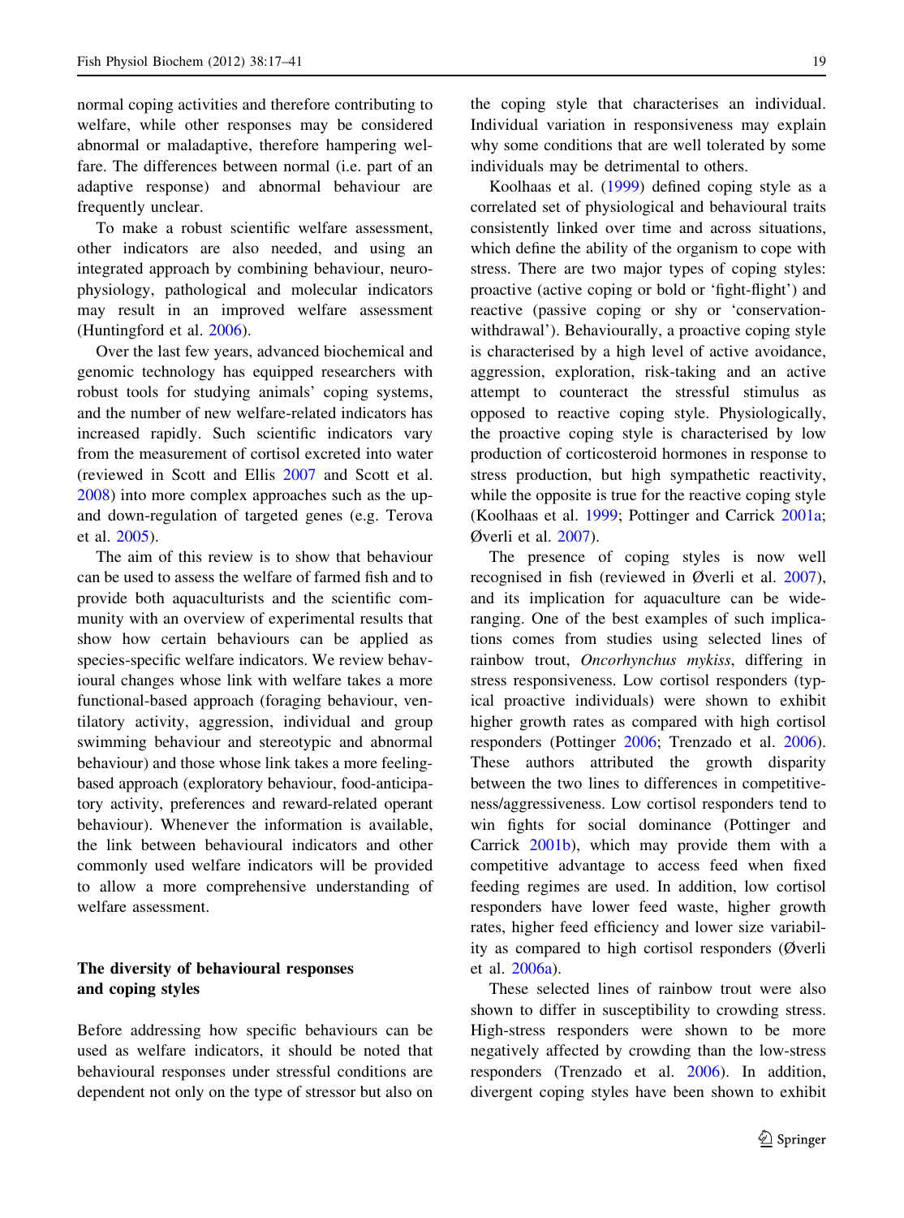normal coping activities and therefore contributing to welfare, while other responses may be considered abnormal or maladaptive, therefore hampering welfare. The differences between normal (i.e. part of an adaptive response) and abnormal behaviour are frequently unclear.

To make a robust scientific welfare assessment, other indicators are also needed, and using an integrated approach by combining behaviour, neurophysiology, pathological and molecular indicators may result in an improved welfare assessment (Huntingford et al. 2006).

Over the last few years, advanced biochemical and genomic technology has equipped researchers with robust tools for studying animals' coping systems, and the number of new welfare-related indicators has increased rapidly. Such scientific indicators vary from the measurement of cortisol excreted into water (reviewed in Scott and Ellis 2007 and Scott et al. 2008) into more complex approaches such as the up- and down-regulation of targeted genes (e.g. Terova et al. 2005).

The aim of this review is to show that behaviour can be used to assess the welfare of farmed fish and to provide both aquaculturists and the scientific community with an overview of experimental results that show how certain behaviours can be applied as species-specific welfare indicators. We review behavioural changes whose link with welfare takes a more functional-based approach (foraging behaviour, ventilatory activity, aggression, individual and group swimming behaviour and stereotypic and abnormal behaviour) and those whose link takes a more feeling-based approach (exploratory behaviour, food-anticipatory activity, preferences and reward-related operant behaviour). Whenever the information is available, the link between behavioural indicators and other commonly used welfare indicators will be provided to allow a more comprehensive understanding of welfare assessment.

## The diversity of behavioural responses and coping styles

Before addressing how specific behaviours can be used as welfare indicators, it should be noted that behavioural responses under stressful conditions are dependent not only on the type of stressor but also on the coping style that characterises an individual. Individual variation in responsiveness may explain why some conditions that are well tolerated by some individuals may be detrimental to others.

Koolhaas et al. (1999) defined coping style as a correlated set of physiological and behavioural traits consistently linked over time and across situations, which define the ability of the organism to cope with stress. There are two major types of coping styles: proactive (active coping or bold or 'fight-flight') and reactive (passive coping or shy or 'conservation-withdrawal'). Behaviourally, a proactive coping style is characterised by a high level of active avoidance, aggression, exploration, risk-taking and an active attempt to counteract the stressful stimulus as opposed to reactive coping style. Physiologically, the proactive coping style is characterised by low production of corticosteroid hormones in response to stress production, but high sympathetic reactivity, while the opposite is true for the reactive coping style (Koolhaas et al. 1999; Pottinger and Carrick 2001a; Øverli et al. 2007).

The presence of coping styles is now well recognised in fish (reviewed in Øverli et al. 2007), and its implication for aquaculture can be wide-ranging. One of the best examples of such implications comes from studies using selected lines of rainbow trout, *Oncorhynchus mykiss*, differing in stress responsiveness. Low cortisol responders (typical proactive individuals) were shown to exhibit higher growth rates as compared with high cortisol responders (Pottinger 2006; Trenzado et al. 2006). These authors attributed the growth disparity between the two lines to differences in competitiveness/aggressiveness. Low cortisol responders tend to win fights for social dominance (Pottinger and Carrick 2001b), which may provide them with a competitive advantage to access feed when fixed feeding regimes are used. In addition, low cortisol responders have lower feed waste, higher growth rates, higher feed efficiency and lower size variability as compared to high cortisol responders (Øverli et al. 2006a).

These selected lines of rainbow trout were also shown to differ in susceptibility to crowding stress. High-stress responders were shown to be more negatively affected by crowding than the low-stress responders (Trenzado et al. 2006). In addition, divergent coping styles have been shown to exhibit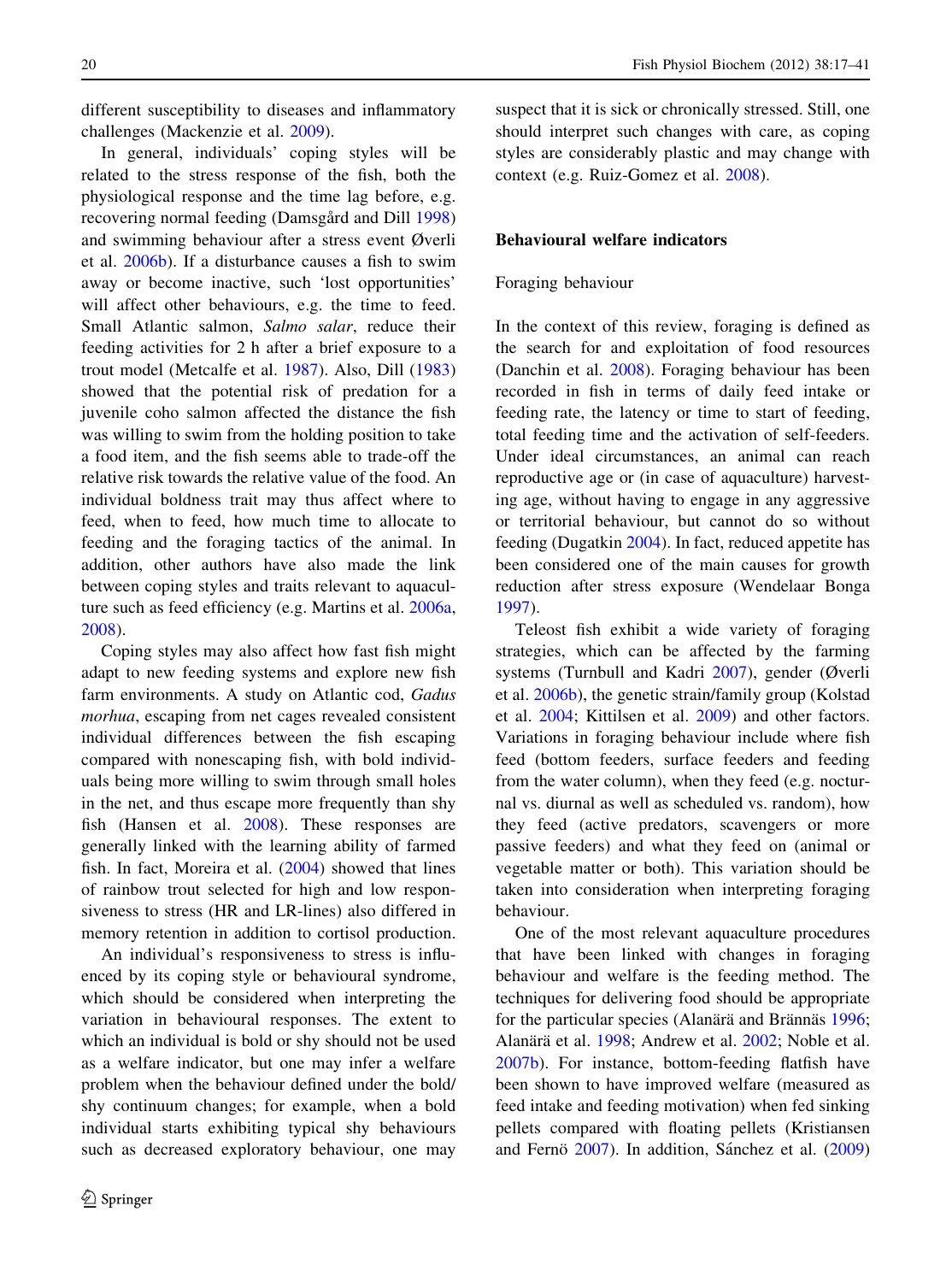different susceptibility to diseases and inflammatory challenges (Mackenzie et al. 2009).

In general, individuals' coping styles will be related to the stress response of the fish, both the physiological response and the time lag before, e.g. recovering normal feeding (Damsgård and Dill 1998) and swimming behaviour after a stress event Øverli et al. 2006b). If a disturbance causes a fish to swim away or become inactive, such 'lost opportunities' will affect other behaviours, e.g. the time to feed. Small Atlantic salmon, *Salmo salar*, reduce their feeding activities for 2 h after a brief exposure to a trout model (Metcalfe et al. 1987). Also, Dill (1983) showed that the potential risk of predation for a juvenile coho salmon affected the distance the fish was willing to swim from the holding position to take a food item, and the fish seems able to trade-off the relative risk towards the relative value of the food. An individual boldness trait may thus affect where to feed, when to feed, how much time to allocate to feeding and the foraging tactics of the animal. In addition, other authors have also made the link between coping styles and traits relevant to aquaculture such as feed efficiency (e.g. Martins et al. 2006a, 2008).

Coping styles may also affect how fast fish might adapt to new feeding systems and explore new fish farm environments. A study on Atlantic cod, *Gadus morhua*, escaping from net cages revealed consistent individual differences between the fish escaping compared with nonescaping fish, with bold individuals being more willing to swim through small holes in the net, and thus escape more frequently than shy fish (Hansen et al. 2008). These responses are generally linked with the learning ability of farmed fish. In fact, Moreira et al. (2004) showed that lines of rainbow trout selected for high and low responsiveness to stress (HR and LR-lines) also differed in memory retention in addition to cortisol production.

An individual's responsiveness to stress is influenced by its coping style or behavioural syndrome, which should be considered when interpreting the variation in behavioural responses. The extent to which an individual is bold or shy should not be used as a welfare indicator, but one may infer a welfare problem when the behaviour defined under the bold/shy continuum changes; for example, when a bold individual starts exhibiting typical shy behaviours such as decreased exploratory behaviour, one may suspect that it is sick or chronically stressed. Still, one should interpret such changes with care, as coping styles are considerably plastic and may change with context (e.g. Ruiz-Gomez et al. 2008).

## Behavioural welfare indicators

### Foraging behaviour

In the context of this review, foraging is defined as the search for and exploitation of food resources (Danchin et al. 2008). Foraging behaviour has been recorded in fish in terms of daily feed intake or feeding rate, the latency or time to start of feeding, total feeding time and the activation of self-feeders. Under ideal circumstances, an animal can reach reproductive age or (in case of aquaculture) harvesting age, without having to engage in any aggressive or territorial behaviour, but cannot do so without feeding (Dugatkin 2004). In fact, reduced appetite has been considered one of the main causes for growth reduction after stress exposure (Wendelaar Bonga 1997).

Teleost fish exhibit a wide variety of foraging strategies, which can be affected by the farming systems (Turnbull and Kadri 2007), gender (Øverli et al. 2006b), the genetic strain/family group (Kolstad et al. 2004; Kittilsen et al. 2009) and other factors. Variations in foraging behaviour include where fish feed (bottom feeders, surface feeders and feeding from the water column), when they feed (e.g. nocturnal vs. diurnal as well as scheduled vs. random), how they feed (active predators, scavengers or more passive feeders) and what they feed on (animal or vegetable matter or both). This variation should be taken into consideration when interpreting foraging behaviour.

One of the most relevant aquaculture procedures that have been linked with changes in foraging behaviour and welfare is the feeding method. The techniques for delivering food should be appropriate for the particular species (Alanärä and Brännäs 1996; Alanärä et al. 1998; Andrew et al. 2002; Noble et al. 2007b). For instance, bottom-feeding flatfish have been shown to have improved welfare (measured as feed intake and feeding motivation) when fed sinking pellets compared with floating pellets (Kristiansen and Fernö 2007). In addition, Sánchez et al. (2009)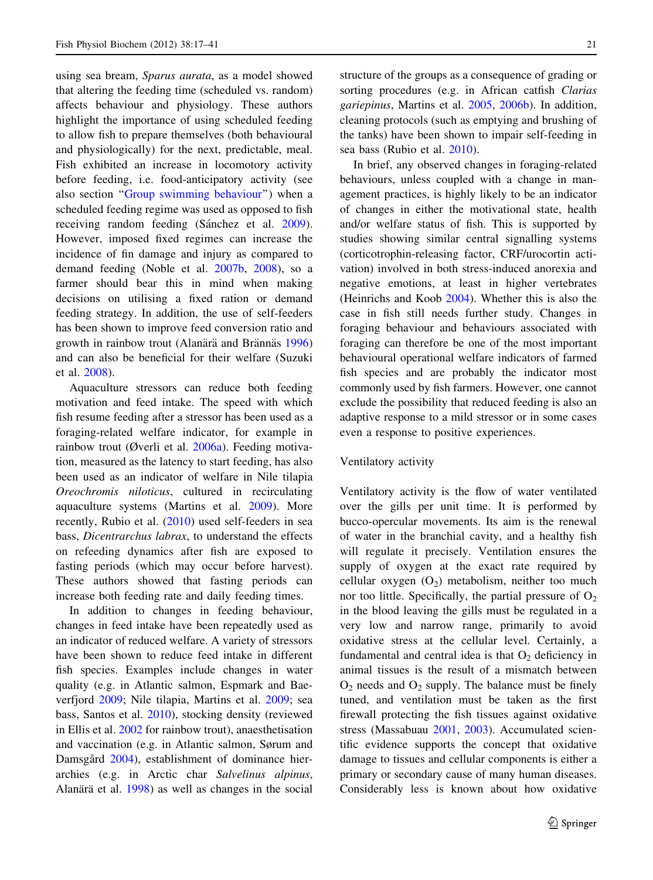using sea bream, *Sparus aurata*, as a model showed that altering the feeding time (scheduled vs. random) affects behaviour and physiology. These authors highlight the importance of using scheduled feeding to allow fish to prepare themselves (both behavioural and physiologically) for the next, predictable, meal. Fish exhibited an increase in locomotory activity before feeding, i.e. food-anticipatory activity (see also section "Group swimming behaviour") when a scheduled feeding regime was used as opposed to fish receiving random feeding (Sánchez et al. 2009). However, imposed fixed regimes can increase the incidence of fin damage and injury as compared to demand feeding (Noble et al. 2007b, 2008), so a farmer should bear this in mind when making decisions on utilising a fixed ration or demand feeding strategy. In addition, the use of self-feeders has been shown to improve feed conversion ratio and growth in rainbow trout (Alanärä and Brännäs 1996) and can also be beneficial for their welfare (Suzuki et al. 2008).

Aquaculture stressors can reduce both feeding motivation and feed intake. The speed with which fish resume feeding after a stressor has been used as a foraging-related welfare indicator, for example in rainbow trout (Øverli et al. 2006a). Feeding motivation, measured as the latency to start feeding, has also been used as an indicator of welfare in Nile tilapia *Oreochromis niloticus*, cultured in recirculating aquaculture systems (Martins et al. 2009). More recently, Rubio et al. (2010) used self-feeders in sea bass, *Dicentrarchus labrax*, to understand the effects on refeeding dynamics after fish are exposed to fasting periods (which may occur before harvest). These authors showed that fasting periods can increase both feeding rate and daily feeding times.

In addition to changes in feeding behaviour, changes in feed intake have been repeatedly used as an indicator of reduced welfare. A variety of stressors have been shown to reduce feed intake in different fish species. Examples include changes in water quality (e.g. in Atlantic salmon, Espmark and Baeverfjord 2009; Nile tilapia, Martins et al. 2009; sea bass, Santos et al. 2010), stocking density (reviewed in Ellis et al. 2002 for rainbow trout), anaesthetisation and vaccination (e.g. in Atlantic salmon, Sørum and Damsgård 2004), establishment of dominance hierarchies (e.g. in Arctic char *Salvelinus alpinus*, Alanärä et al. 1998) as well as changes in the social structure of the groups as a consequence of grading or sorting procedures (e.g. in African catfish *Clarias gariepinus*, Martins et al. 2005, 2006b). In addition, cleaning protocols (such as emptying and brushing of the tanks) have been shown to impair self-feeding in sea bass (Rubio et al. 2010).

In brief, any observed changes in foraging-related behaviours, unless coupled with a change in management practices, is highly likely to be an indicator of changes in either the motivational state, health and/or welfare status of fish. This is supported by studies showing similar central signalling systems (corticotrophin-releasing factor, CRF/urocortin activation) involved in both stress-induced anorexia and negative emotions, at least in higher vertebrates (Heinrichs and Koob 2004). Whether this is also the case in fish still needs further study. Changes in foraging behaviour and behaviours associated with foraging can therefore be one of the most important behavioural operational welfare indicators of farmed fish species and are probably the indicator most commonly used by fish farmers. However, one cannot exclude the possibility that reduced feeding is also an adaptive response to a mild stressor or in some cases even a response to positive experiences.

### Ventilatory activity

Ventilatory activity is the flow of water ventilated over the gills per unit time. It is performed by bucco-opercular movements. Its aim is the renewal of water in the branchial cavity, and a healthy fish will regulate it precisely. Ventilation ensures the supply of oxygen at the exact rate required by cellular oxygen ($O_2$) metabolism, neither too much nor too little. Specifically, the partial pressure of $O_2$ in the blood leaving the gills must be regulated in a very low and narrow range, primarily to avoid oxidative stress at the cellular level. Certainly, a fundamental and central idea is that $O_2$ deficiency in animal tissues is the result of a mismatch between $O_2$ needs and $O_2$ supply. The balance must be finely tuned, and ventilation must be taken as the first firewall protecting the fish tissues against oxidative stress (Massabuau 2001, 2003). Accumulated scientific evidence supports the concept that oxidative damage to tissues and cellular components is either a primary or secondary cause of many human diseases. Considerably less is known about how oxidative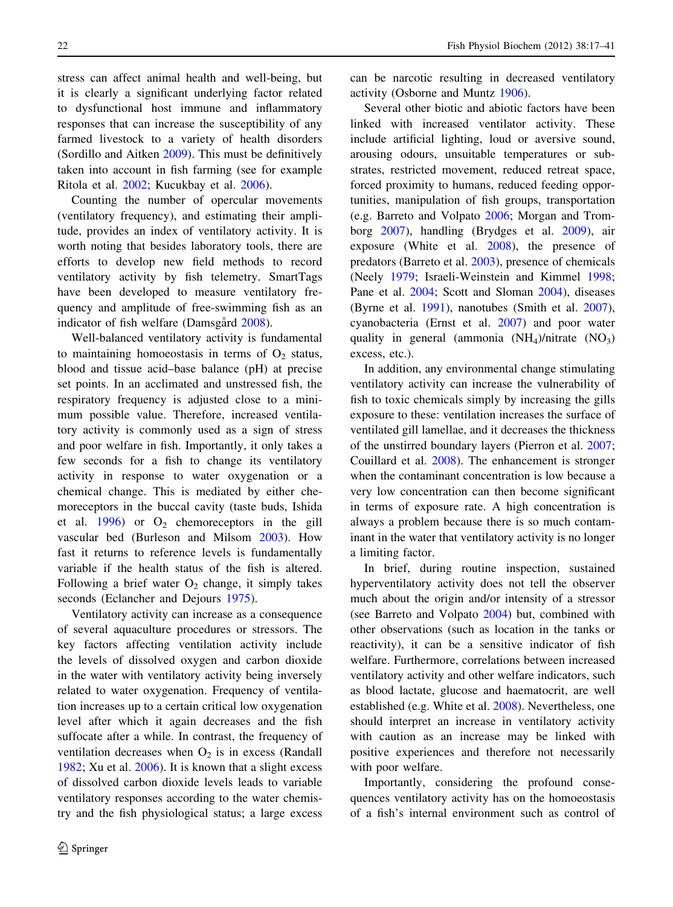stress can affect animal health and well-being, but it is clearly a significant underlying factor related to dysfunctional host immune and inflammatory responses that can increase the susceptibility of any farmed livestock to a variety of health disorders (Sordillo and Aitken 2009). This must be definitively taken into account in fish farming (see for example Ritola et al. 2002; Kucukbay et al. 2006).

Counting the number of opercular movements (ventilatory frequency), and estimating their amplitude, provides an index of ventilatory activity. It is worth noting that besides laboratory tools, there are efforts to develop new field methods to record ventilatory activity by fish telemetry. SmartTags have been developed to measure ventilatory frequency and amplitude of free-swimming fish as an indicator of fish welfare (Damsgård 2008).

Well-balanced ventilatory activity is fundamental to maintaining homoeostasis in terms of $O_2$ status, blood and tissue acid–base balance (pH) at precise set points. In an acclimated and unstressed fish, the respiratory frequency is adjusted close to a minimum possible value. Therefore, increased ventilatory activity is commonly used as a sign of stress and poor welfare in fish. Importantly, it only takes a few seconds for a fish to change its ventilatory activity in response to water oxygenation or a chemical change. This is mediated by either chemoreceptors in the buccal cavity (taste buds, Ishida et al. 1996) or $O_2$ chemoreceptors in the gill vascular bed (Burleson and Milsom 2003). How fast it returns to reference levels is fundamentally variable if the health status of the fish is altered. Following a brief water $O_2$ change, it simply takes seconds (Eclancher and Dejours 1975).

Ventilatory activity can increase as a consequence of several aquaculture procedures or stressors. The key factors affecting ventilation activity include the levels of dissolved oxygen and carbon dioxide in the water with ventilatory activity being inversely related to water oxygenation. Frequency of ventilation increases up to a certain critical low oxygenation level after which it again decreases and the fish suffocate after a while. In contrast, the frequency of ventilation decreases when $O_2$ is in excess (Randall 1982; Xu et al. 2006). It is known that a slight excess of dissolved carbon dioxide levels leads to variable ventilatory responses according to the water chemistry and the fish physiological status; a large excess can be narcotic resulting in decreased ventilatory activity (Osborne and Muntz 1906).

Several other biotic and abiotic factors have been linked with increased ventilator activity. These include artificial lighting, loud or aversive sound, arousing odours, unsuitable temperatures or substrates, restricted movement, reduced retreat space, forced proximity to humans, reduced feeding opportunities, manipulation of fish groups, transportation (e.g. Barreto and Volpato 2006; Morgan and Tromborg 2007), handling (Brydges et al. 2009), air exposure (White et al. 2008), the presence of predators (Barreto et al. 2003), presence of chemicals (Neely 1979; Israeli-Weinstein and Kimmel 1998; Pane et al. 2004; Scott and Sloman 2004), diseases (Byrne et al. 1991), nanotubes (Smith et al. 2007), cyanobacteria (Ernst et al. 2007) and poor water quality in general (ammonia ($NH_4$)/nitrate ($NO_3$) excess, etc.).

In addition, any environmental change stimulating ventilatory activity can increase the vulnerability of fish to toxic chemicals simply by increasing the gills exposure to these: ventilation increases the surface of ventilated gill lamellae, and it decreases the thickness of the unstirred boundary layers (Pierron et al. 2007; Couillard et al. 2008). The enhancement is stronger when the contaminant concentration is low because a very low concentration can then become significant in terms of exposure rate. A high concentration is always a problem because there is so much contaminant in the water that ventilatory activity is no longer a limiting factor.

In brief, during routine inspection, sustained hyperventilatory activity does not tell the observer much about the origin and/or intensity of a stressor (see Barreto and Volpato 2004) but, combined with other observations (such as location in the tanks or reactivity), it can be a sensitive indicator of fish welfare. Furthermore, correlations between increased ventilatory activity and other welfare indicators, such as blood lactate, glucose and haematocrit, are well established (e.g. White et al. 2008). Nevertheless, one should interpret an increase in ventilatory activity with caution as an increase may be linked with positive experiences and therefore not necessarily with poor welfare.

Importantly, considering the profound consequences ventilatory activity has on the homoeostasis of a fish's internal environment such as control of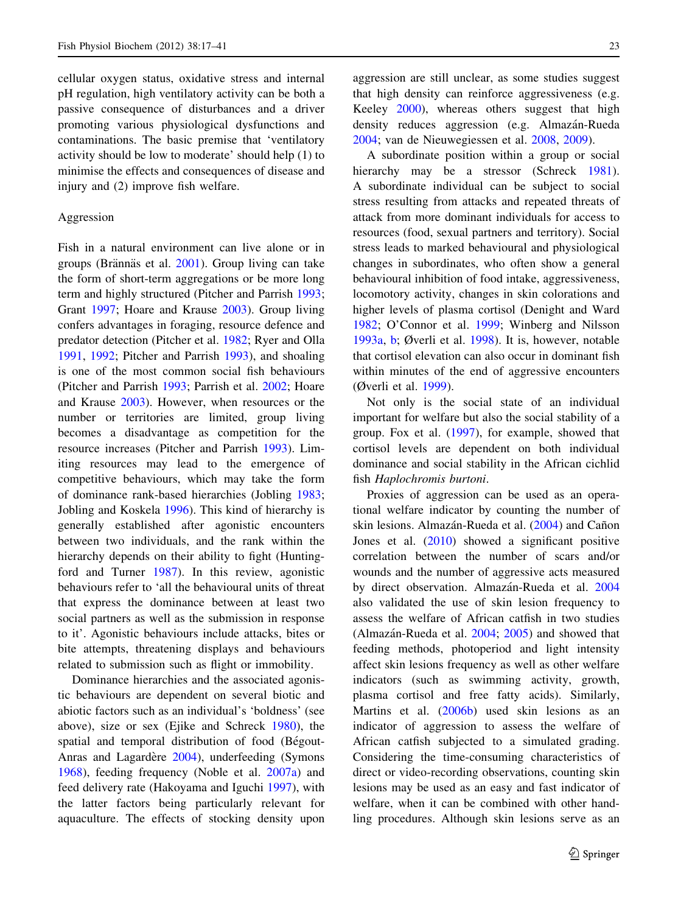cellular oxygen status, oxidative stress and internal pH regulation, high ventilatory activity can be both a passive consequence of disturbances and a driver promoting various physiological dysfunctions and contaminations. The basic premise that 'ventilatory activity should be low to moderate' should help (1) to minimise the effects and consequences of disease and injury and (2) improve fish welfare.

## Aggression

Fish in a natural environment can live alone or in groups (Brännäs et al. 2001). Group living can take the form of short-term aggregations or be more long term and highly structured (Pitcher and Parrish 1993; Grant 1997; Hoare and Krause 2003). Group living confers advantages in foraging, resource defence and predator detection (Pitcher et al. 1982; Ryer and Olla 1991, 1992; Pitcher and Parrish 1993), and shoaling is one of the most common social fish behaviours (Pitcher and Parrish 1993; Parrish et al. 2002; Hoare and Krause 2003). However, when resources or the number or territories are limited, group living becomes a disadvantage as competition for the resource increases (Pitcher and Parrish 1993). Limiting resources may lead to the emergence of competitive behaviours, which may take the form of dominance rank-based hierarchies (Jobling 1983; Jobling and Koskela 1996). This kind of hierarchy is generally established after agonistic encounters between two individuals, and the rank within the hierarchy depends on their ability to fight (Huntingford and Turner 1987). In this review, agonistic behaviours refer to 'all the behavioural units of threat that express the dominance between at least two social partners as well as the submission in response to it'. Agonistic behaviours include attacks, bites or bite attempts, threatening displays and behaviours related to submission such as flight or immobility.

Dominance hierarchies and the associated agonistic behaviours are dependent on several biotic and abiotic factors such as an individual's 'boldness' (see above), size or sex (Ejike and Schreck 1980), the spatial and temporal distribution of food (Bégout-Anras and Lagardère 2004), underfeeding (Symons 1968), feeding frequency (Noble et al. 2007a) and feed delivery rate (Hakoyama and Iguchi 1997), with the latter factors being particularly relevant for aquaculture. The effects of stocking density upon aggression are still unclear, as some studies suggest that high density can reinforce aggressiveness (e.g. Keeley 2000), whereas others suggest that high density reduces aggression (e.g. Almazán-Rueda 2004; van de Nieuwegiessen et al. 2008, 2009).

A subordinate position within a group or social hierarchy may be a stressor (Schreck 1981). A subordinate individual can be subject to social stress resulting from attacks and repeated threats of attack from more dominant individuals for access to resources (food, sexual partners and territory). Social stress leads to marked behavioural and physiological changes in subordinates, who often show a general behavioural inhibition of food intake, aggressiveness, locomotory activity, changes in skin colorations and higher levels of plasma cortisol (Denight and Ward 1982; O'Connor et al. 1999; Winberg and Nilsson 1993a, b; Øverli et al. 1998). It is, however, notable that cortisol elevation can also occur in dominant fish within minutes of the end of aggressive encounters (Øverli et al. 1999).

Not only is the social state of an individual important for welfare but also the social stability of a group. Fox et al. (1997), for example, showed that cortisol levels are dependent on both individual dominance and social stability in the African cichlid fish *Haplochromis burtoni*.

Proxies of aggression can be used as an operational welfare indicator by counting the number of skin lesions. Almazán-Rueda et al. (2004) and Cañon Jones et al. (2010) showed a significant positive correlation between the number of scars and/or wounds and the number of aggressive acts measured by direct observation. Almazán-Rueda et al. 2004 also validated the use of skin lesion frequency to assess the welfare of African catfish in two studies (Almazán-Rueda et al. 2004; 2005) and showed that feeding methods, photoperiod and light intensity affect skin lesions frequency as well as other welfare indicators (such as swimming activity, growth, plasma cortisol and free fatty acids). Similarly, Martins et al. (2006b) used skin lesions as an indicator of aggression to assess the welfare of African catfish subjected to a simulated grading. Considering the time-consuming characteristics of direct or video-recording observations, counting skin lesions may be used as an easy and fast indicator of welfare, when it can be combined with other handling procedures. Although skin lesions serve as an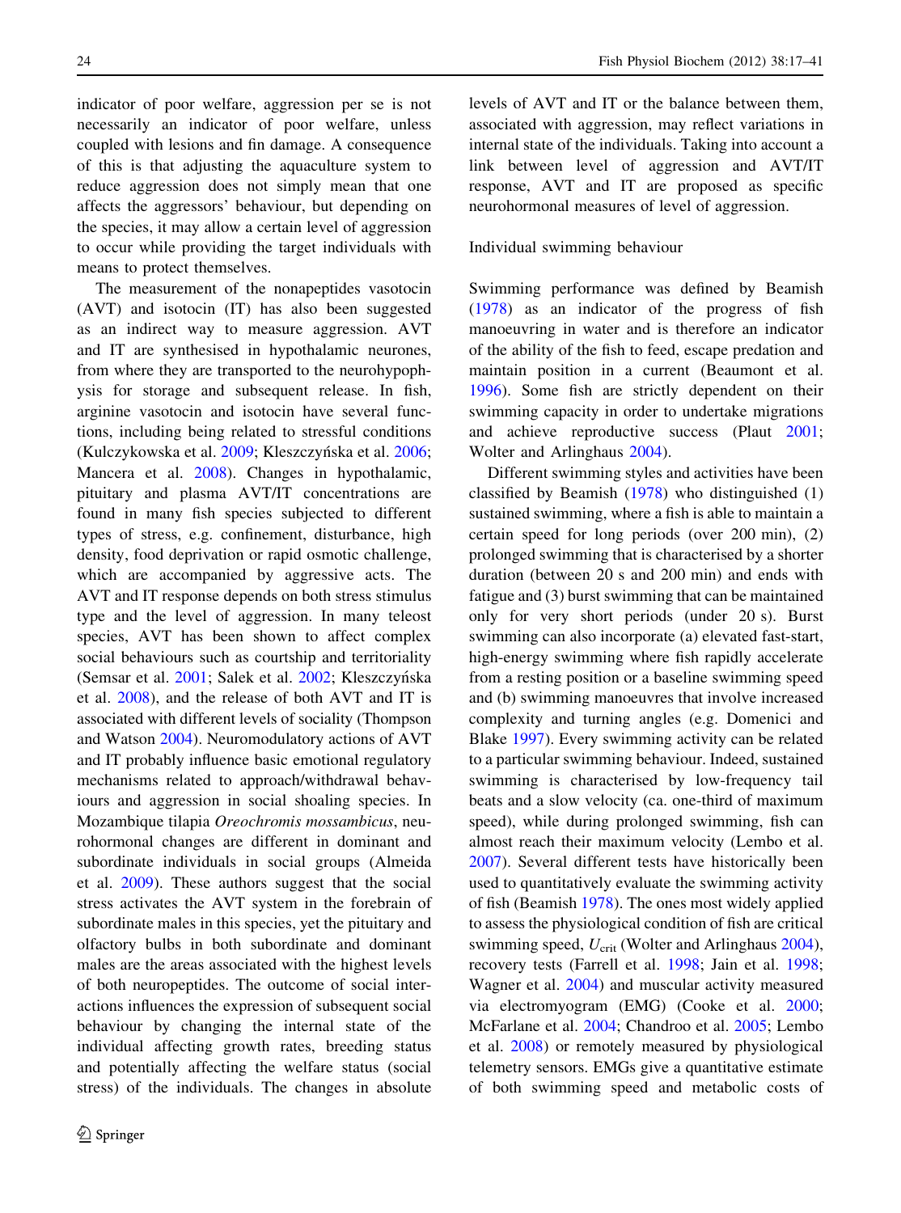indicator of poor welfare, aggression per se is not necessarily an indicator of poor welfare, unless coupled with lesions and fin damage. A consequence of this is that adjusting the aquaculture system to reduce aggression does not simply mean that one affects the aggressors' behaviour, but depending on the species, it may allow a certain level of aggression to occur while providing the target individuals with means to protect themselves.

The measurement of the nonapeptides vasotocin (AVT) and isotocin (IT) has also been suggested as an indirect way to measure aggression. AVT and IT are synthesised in hypothalamic neurones, from where they are transported to the neurohypophysis for storage and subsequent release. In fish, arginine vasotocin and isotocin have several functions, including being related to stressful conditions (Kulczykowska et al. 2009; Kleszczyńska et al. 2006; Mancera et al. 2008). Changes in hypothalamic, pituitary and plasma AVT/IT concentrations are found in many fish species subjected to different types of stress, e.g. confinement, disturbance, high density, food deprivation or rapid osmotic challenge, which are accompanied by aggressive acts. The AVT and IT response depends on both stress stimulus type and the level of aggression. In many teleost species, AVT has been shown to affect complex social behaviours such as courtship and territoriality (Semsar et al. 2001; Salek et al. 2002; Kleszczyńska et al. 2008), and the release of both AVT and IT is associated with different levels of sociality (Thompson and Watson 2004). Neuromodulatory actions of AVT and IT probably influence basic emotional regulatory mechanisms related to approach/withdrawal behaviours and aggression in social shoaling species. In Mozambique tilapia *Oreochromis mossambicus*, neurohormonal changes are different in dominant and subordinate individuals in social groups (Almeida et al. 2009). These authors suggest that the social stress activates the AVT system in the forebrain of subordinate males in this species, yet the pituitary and olfactory bulbs in both subordinate and dominant males are the areas associated with the highest levels of both neuropeptides. The outcome of social interactions influences the expression of subsequent social behaviour by changing the internal state of the individual affecting growth rates, breeding status and potentially affecting the welfare status (social stress) of the individuals. The changes in absolute levels of AVT and IT or the balance between them, associated with aggression, may reflect variations in internal state of the individuals. Taking into account a link between level of aggression and AVT/IT response, AVT and IT are proposed as specific neurohormonal measures of level of aggression.

### Individual swimming behaviour

Swimming performance was defined by Beamish (1978) as an indicator of the progress of fish manoeuvring in water and is therefore an indicator of the ability of the fish to feed, escape predation and maintain position in a current (Beaumont et al. 1996). Some fish are strictly dependent on their swimming capacity in order to undertake migrations and achieve reproductive success (Plaut 2001; Wolter and Arlinghaus 2004).

Different swimming styles and activities have been classified by Beamish (1978) who distinguished (1) sustained swimming, where a fish is able to maintain a certain speed for long periods (over 200 min), (2) prolonged swimming that is characterised by a shorter duration (between 20 s and 200 min) and ends with fatigue and (3) burst swimming that can be maintained only for very short periods (under 20 s). Burst swimming can also incorporate (a) elevated fast-start, high-energy swimming where fish rapidly accelerate from a resting position or a baseline swimming speed and (b) swimming manoeuvres that involve increased complexity and turning angles (e.g. Domenici and Blake 1997). Every swimming activity can be related to a particular swimming behaviour. Indeed, sustained swimming is characterised by low-frequency tail beats and a slow velocity (ca. one-third of maximum speed), while during prolonged swimming, fish can almost reach their maximum velocity (Lembo et al. 2007). Several different tests have historically been used to quantitatively evaluate the swimming activity of fish (Beamish 1978). The ones most widely applied to assess the physiological condition of fish are critical swimming speed, $U_{crit}$ (Wolter and Arlinghaus 2004), recovery tests (Farrell et al. 1998; Jain et al. 1998; Wagner et al. 2004) and muscular activity measured via electromyogram (EMG) (Cooke et al. 2000; McFarlane et al. 2004; Chandroo et al. 2005; Lembo et al. 2008) or remotely measured by physiological telemetry sensors. EMGs give a quantitative estimate of both swimming speed and metabolic costs of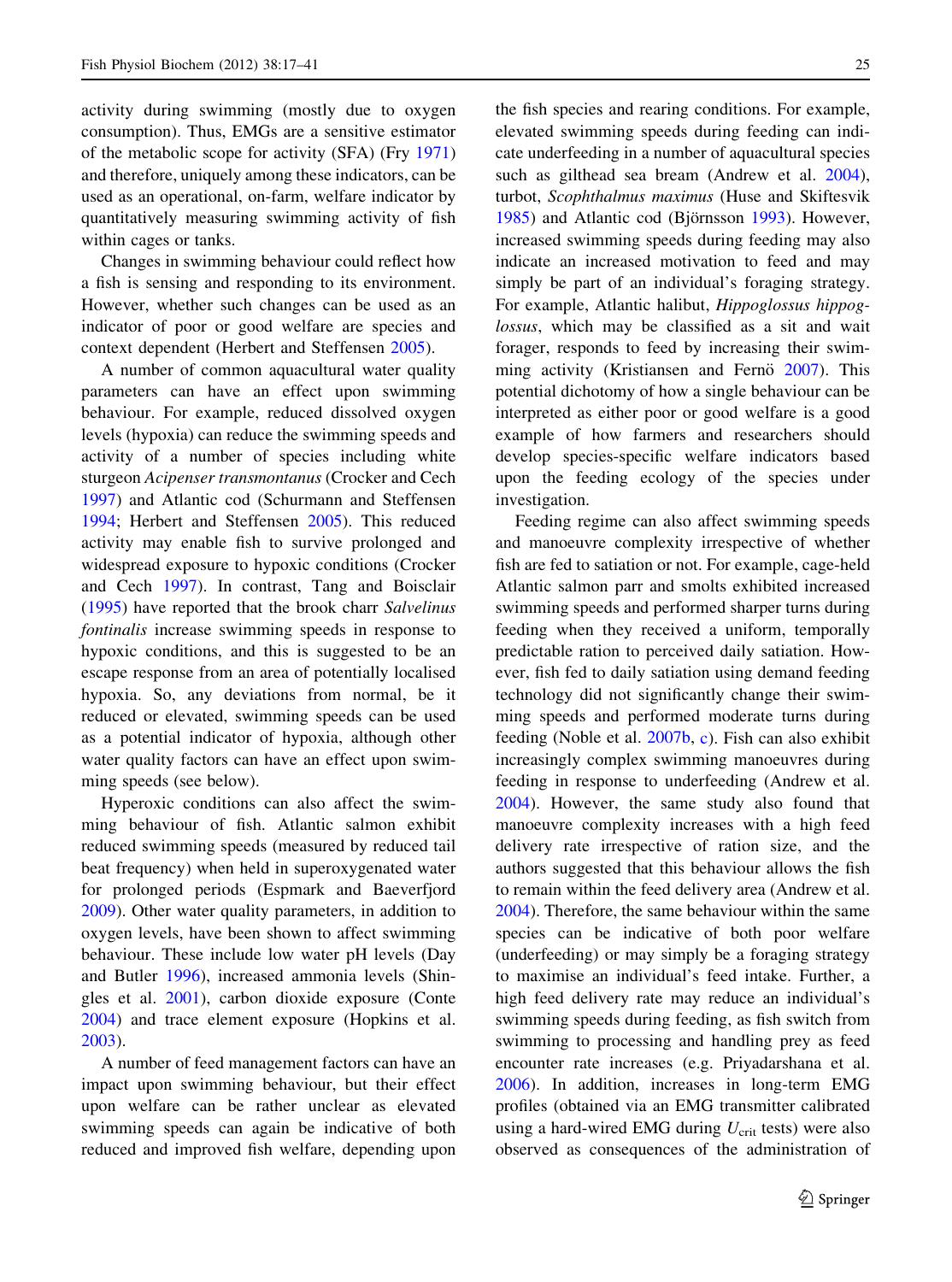activity during swimming (mostly due to oxygen consumption). Thus, EMGs are a sensitive estimator of the metabolic scope for activity (SFA) (Fry 1971) and therefore, uniquely among these indicators, can be used as an operational, on-farm, welfare indicator by quantitatively measuring swimming activity of fish within cages or tanks.

Changes in swimming behaviour could reflect how a fish is sensing and responding to its environment. However, whether such changes can be used as an indicator of poor or good welfare are species and context dependent (Herbert and Steffensen 2005).

A number of common aquacultural water quality parameters can have an effect upon swimming behaviour. For example, reduced dissolved oxygen levels (hypoxia) can reduce the swimming speeds and activity of a number of species including white sturgeon *Acipenser transmontanus* (Crocker and Cech 1997) and Atlantic cod (Schurmann and Steffensen 1994; Herbert and Steffensen 2005). This reduced activity may enable fish to survive prolonged and widespread exposure to hypoxic conditions (Crocker and Cech 1997). In contrast, Tang and Boisclair (1995) have reported that the brook charr *Salvelinus fontinalis* increase swimming speeds in response to hypoxic conditions, and this is suggested to be an escape response from an area of potentially localised hypoxia. So, any deviations from normal, be it reduced or elevated, swimming speeds can be used as a potential indicator of hypoxia, although other water quality factors can have an effect upon swimming speeds (see below).

Hyperoxic conditions can also affect the swimming behaviour of fish. Atlantic salmon exhibit reduced swimming speeds (measured by reduced tail beat frequency) when held in superoxygenated water for prolonged periods (Espmark and Baeverfjord 2009). Other water quality parameters, in addition to oxygen levels, have been shown to affect swimming behaviour. These include low water pH levels (Day and Butler 1996), increased ammonia levels (Shingles et al. 2001), carbon dioxide exposure (Conte 2004) and trace element exposure (Hopkins et al. 2003).

A number of feed management factors can have an impact upon swimming behaviour, but their effect upon welfare can be rather unclear as elevated swimming speeds can again be indicative of both reduced and improved fish welfare, depending upon the fish species and rearing conditions. For example, elevated swimming speeds during feeding can indicate underfeeding in a number of aquacultural species such as gilthead sea bream (Andrew et al. 2004), turbot, *Scophthalmus maximus* (Huse and Skiftesvik 1985) and Atlantic cod (Björnsson 1993). However, increased swimming speeds during feeding may also indicate an increased motivation to feed and may simply be part of an individual's foraging strategy. For example, Atlantic halibut, *Hippoglossus hippoglossus*, which may be classified as a sit and wait forager, responds to feed by increasing their swimming activity (Kristiansen and Fernö 2007). This potential dichotomy of how a single behaviour can be interpreted as either poor or good welfare is a good example of how farmers and researchers should develop species-specific welfare indicators based upon the feeding ecology of the species under investigation.

Feeding regime can also affect swimming speeds and manoeuvre complexity irrespective of whether fish are fed to satiation or not. For example, cage-held Atlantic salmon parr and smolts exhibited increased swimming speeds and performed sharper turns during feeding when they received a uniform, temporally predictable ration to perceived daily satiation. However, fish fed to daily satiation using demand feeding technology did not significantly change their swimming speeds and performed moderate turns during feeding (Noble et al. 2007b, c). Fish can also exhibit increasingly complex swimming manoeuvres during feeding in response to underfeeding (Andrew et al. 2004). However, the same study also found that manoeuvre complexity increases with a high feed delivery rate irrespective of ration size, and the authors suggested that this behaviour allows the fish to remain within the feed delivery area (Andrew et al. 2004). Therefore, the same behaviour within the same species can be indicative of both poor welfare (underfeeding) or may simply be a foraging strategy to maximise an individual's feed intake. Further, a high feed delivery rate may reduce an individual's swimming speeds during feeding, as fish switch from swimming to processing and handling prey as feed encounter rate increases (e.g. Priyadarshana et al. 2006). In addition, increases in long-term EMG profiles (obtained via an EMG transmitter calibrated using a hard-wired EMG during $U_{crit}$ tests) were also observed as consequences of the administration of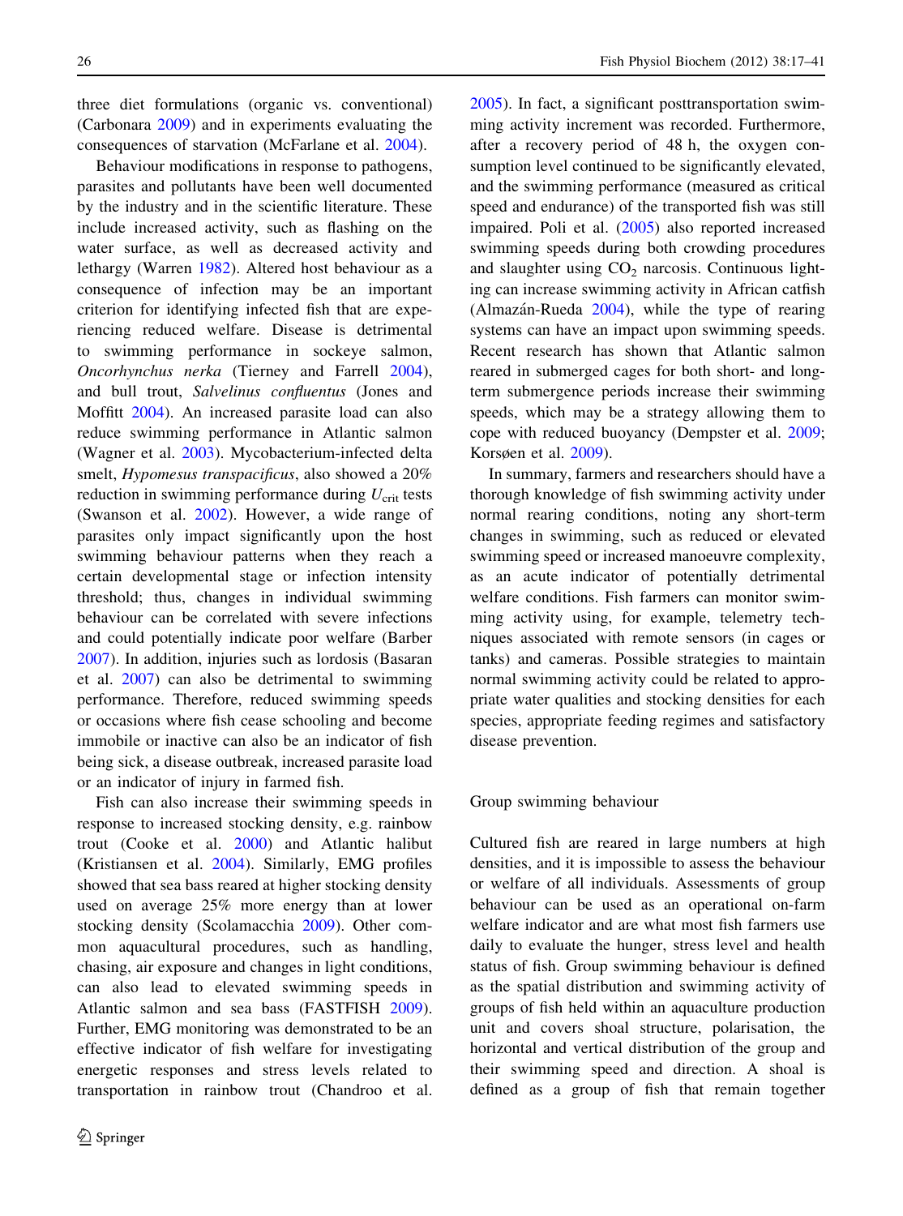three diet formulations (organic vs. conventional) (Carbonara 2009) and in experiments evaluating the consequences of starvation (McFarlane et al. 2004).

Behaviour modifications in response to pathogens, parasites and pollutants have been well documented by the industry and in the scientific literature. These include increased activity, such as flashing on the water surface, as well as decreased activity and lethargy (Warren 1982). Altered host behaviour as a consequence of infection may be an important criterion for identifying infected fish that are experiencing reduced welfare. Disease is detrimental to swimming performance in sockeye salmon, *Oncorhynchus nerka* (Tierney and Farrell 2004), and bull trout, *Salvelinus confluentus* (Jones and Moffitt 2004). An increased parasite load can also reduce swimming performance in Atlantic salmon (Wagner et al. 2003). Mycobacterium-infected delta smelt, *Hypomesus transpacificus*, also showed a 20% reduction in swimming performance during $U_{crit}$ tests (Swanson et al. 2002). However, a wide range of parasites only impact significantly upon the host swimming behaviour patterns when they reach a certain developmental stage or infection intensity threshold; thus, changes in individual swimming behaviour can be correlated with severe infections and could potentially indicate poor welfare (Barber 2007). In addition, injuries such as lordosis (Basaran et al. 2007) can also be detrimental to swimming performance. Therefore, reduced swimming speeds or occasions where fish cease schooling and become immobile or inactive can also be an indicator of fish being sick, a disease outbreak, increased parasite load or an indicator of injury in farmed fish.

Fish can also increase their swimming speeds in response to increased stocking density, e.g. rainbow trout (Cooke et al. 2000) and Atlantic halibut (Kristiansen et al. 2004). Similarly, EMG profiles showed that sea bass reared at higher stocking density used on average 25% more energy than at lower stocking density (Scolamacchia 2009). Other common aquacultural procedures, such as handling, chasing, air exposure and changes in light conditions, can also lead to elevated swimming speeds in Atlantic salmon and sea bass (FASTFISH 2009). Further, EMG monitoring was demonstrated to be an effective indicator of fish welfare for investigating energetic responses and stress levels related to transportation in rainbow trout (Chandroo et al. 2005). In fact, a significant posttransportation swimming activity increment was recorded. Furthermore, after a recovery period of 48 h, the oxygen consumption level continued to be significantly elevated, and the swimming performance (measured as critical speed and endurance) of the transported fish was still impaired. Poli et al. (2005) also reported increased swimming speeds during both crowding procedures and slaughter using $CO_2$ narcosis. Continuous lighting can increase swimming activity in African catfish (Almazán-Rueda 2004), while the type of rearing systems can have an impact upon swimming speeds. Recent research has shown that Atlantic salmon reared in submerged cages for both short- and long-term submergence periods increase their swimming speeds, which may be a strategy allowing them to cope with reduced buoyancy (Dempster et al. 2009; Korsøen et al. 2009).

In summary, farmers and researchers should have a thorough knowledge of fish swimming activity under normal rearing conditions, noting any short-term changes in swimming, such as reduced or elevated swimming speed or increased manoeuvre complexity, as an acute indicator of potentially detrimental welfare conditions. Fish farmers can monitor swimming activity using, for example, telemetry techniques associated with remote sensors (in cages or tanks) and cameras. Possible strategies to maintain normal swimming activity could be related to appropriate water qualities and stocking densities for each species, appropriate feeding regimes and satisfactory disease prevention.

## Group swimming behaviour

Cultured fish are reared in large numbers at high densities, and it is impossible to assess the behaviour or welfare of all individuals. Assessments of group behaviour can be used as an operational on-farm welfare indicator and are what most fish farmers use daily to evaluate the hunger, stress level and health status of fish. Group swimming behaviour is defined as the spatial distribution and swimming activity of groups of fish held within an aquaculture production unit and covers shoal structure, polarisation, the horizontal and vertical distribution of the group and their swimming speed and direction. A shoal is defined as a group of fish that remain together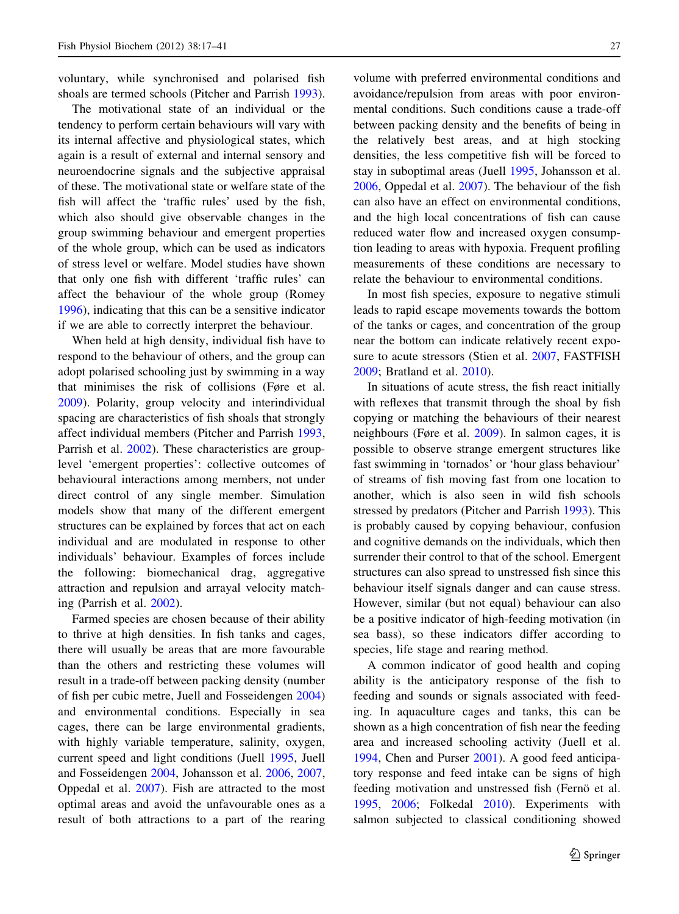voluntary, while synchronised and polarised fish shoals are termed schools (Pitcher and Parrish 1993).

The motivational state of an individual or the tendency to perform certain behaviours will vary with its internal affective and physiological states, which again is a result of external and internal sensory and neuroendocrine signals and the subjective appraisal of these. The motivational state or welfare state of the fish will affect the 'traffic rules' used by the fish, which also should give observable changes in the group swimming behaviour and emergent properties of the whole group, which can be used as indicators of stress level or welfare. Model studies have shown that only one fish with different 'traffic rules' can affect the behaviour of the whole group (Romey 1996), indicating that this can be a sensitive indicator if we are able to correctly interpret the behaviour.

When held at high density, individual fish have to respond to the behaviour of others, and the group can adopt polarised schooling just by swimming in a way that minimises the risk of collisions (Føre et al. 2009). Polarity, group velocity and interindividual spacing are characteristics of fish shoals that strongly affect individual members (Pitcher and Parrish 1993, Parrish et al. 2002). These characteristics are group-level 'emergent properties': collective outcomes of behavioural interactions among members, not under direct control of any single member. Simulation models show that many of the different emergent structures can be explained by forces that act on each individual and are modulated in response to other individuals' behaviour. Examples of forces include the following: biomechanical drag, aggregative attraction and repulsion and arrayal velocity matching (Parrish et al. 2002).

Farmed species are chosen because of their ability to thrive at high densities. In fish tanks and cages, there will usually be areas that are more favourable than the others and restricting these volumes will result in a trade-off between packing density (number of fish per cubic metre, Juell and Fosseidengen 2004) and environmental conditions. Especially in sea cages, there can be large environmental gradients, with highly variable temperature, salinity, oxygen, current speed and light conditions (Juell 1995, Juell and Fosseidengen 2004, Johansson et al. 2006, 2007, Oppedal et al. 2007). Fish are attracted to the most optimal areas and avoid the unfavourable ones as a result of both attractions to a part of the rearing volume with preferred environmental conditions and avoidance/repulsion from areas with poor environmental conditions. Such conditions cause a trade-off between packing density and the benefits of being in the relatively best areas, and at high stocking densities, the less competitive fish will be forced to stay in suboptimal areas (Juell 1995, Johansson et al. 2006, Oppedal et al. 2007). The behaviour of the fish can also have an effect on environmental conditions, and the high local concentrations of fish can cause reduced water flow and increased oxygen consumption leading to areas with hypoxia. Frequent profiling measurements of these conditions are necessary to relate the behaviour to environmental conditions.

In most fish species, exposure to negative stimuli leads to rapid escape movements towards the bottom of the tanks or cages, and concentration of the group near the bottom can indicate relatively recent exposure to acute stressors (Stien et al. 2007, FASTFISH 2009; Bratland et al. 2010).

In situations of acute stress, the fish react initially with reflexes that transmit through the shoal by fish copying or matching the behaviours of their nearest neighbours (Føre et al. 2009). In salmon cages, it is possible to observe strange emergent structures like fast swimming in 'tornados' or 'hour glass behaviour' of streams of fish moving fast from one location to another, which is also seen in wild fish schools stressed by predators (Pitcher and Parrish 1993). This is probably caused by copying behaviour, confusion and cognitive demands on the individuals, which then surrender their control to that of the school. Emergent structures can also spread to unstressed fish since this behaviour itself signals danger and can cause stress. However, similar (but not equal) behaviour can also be a positive indicator of high-feeding motivation (in sea bass), so these indicators differ according to species, life stage and rearing method.

A common indicator of good health and coping ability is the anticipatory response of the fish to feeding and sounds or signals associated with feeding. In aquaculture cages and tanks, this can be shown as a high concentration of fish near the feeding area and increased schooling activity (Juell et al. 1994, Chen and Purser 2001). A good feed anticipatory response and feed intake can be signs of high feeding motivation and unstressed fish (Fernö et al. 1995, 2006; Folkedal 2010). Experiments with salmon subjected to classical conditioning showed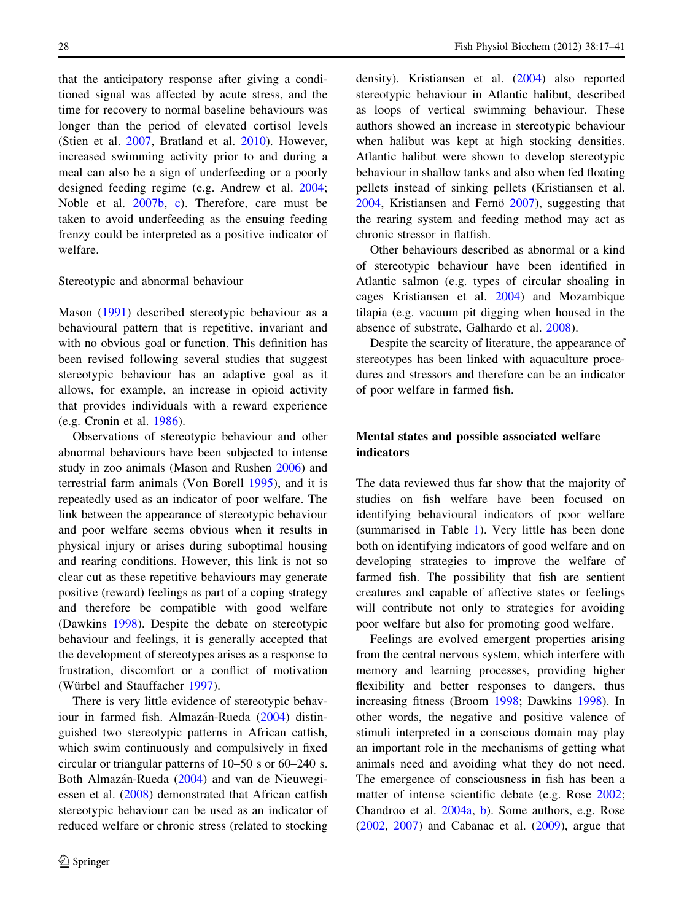that the anticipatory response after giving a conditioned signal was affected by acute stress, and the time for recovery to normal baseline behaviours was longer than the period of elevated cortisol levels (Stien et al. 2007, Bratland et al. 2010). However, increased swimming activity prior to and during a meal can also be a sign of underfeeding or a poorly designed feeding regime (e.g. Andrew et al. 2004; Noble et al. 2007b, c). Therefore, care must be taken to avoid underfeeding as the ensuing feeding frenzy could be interpreted as a positive indicator of welfare.

### Stereotypic and abnormal behaviour

Mason (1991) described stereotypic behaviour as a behavioural pattern that is repetitive, invariant and with no obvious goal or function. This definition has been revised following several studies that suggest stereotypic behaviour has an adaptive goal as it allows, for example, an increase in opioid activity that provides individuals with a reward experience (e.g. Cronin et al. 1986).

Observations of stereotypic behaviour and other abnormal behaviours have been subjected to intense study in zoo animals (Mason and Rushen 2006) and terrestrial farm animals (Von Borell 1995), and it is repeatedly used as an indicator of poor welfare. The link between the appearance of stereotypic behaviour and poor welfare seems obvious when it results in physical injury or arises during suboptimal housing and rearing conditions. However, this link is not so clear cut as these repetitive behaviours may generate positive (reward) feelings as part of a coping strategy and therefore be compatible with good welfare (Dawkins 1998). Despite the debate on stereotypic behaviour and feelings, it is generally accepted that the development of stereotypes arises as a response to frustration, discomfort or a conflict of motivation (Würbel and Stauffacher 1997).

There is very little evidence of stereotypic behaviour in farmed fish. Almazán-Rueda (2004) distinguished two stereotypic patterns in African catfish, which swim continuously and compulsively in fixed circular or triangular patterns of 10–50 s or 60–240 s. Both Almazán-Rueda (2004) and van de Nieuwegiessen et al. (2008) demonstrated that African catfish stereotypic behaviour can be used as an indicator of reduced welfare or chronic stress (related to stocking density). Kristiansen et al. (2004) also reported stereotypic behaviour in Atlantic halibut, described as loops of vertical swimming behaviour. These authors showed an increase in stereotypic behaviour when halibut was kept at high stocking densities. Atlantic halibut were shown to develop stereotypic behaviour in shallow tanks and also when fed floating pellets instead of sinking pellets (Kristiansen et al. 2004, Kristiansen and Fernö 2007), suggesting that the rearing system and feeding method may act as chronic stressor in flatfish.

Other behaviours described as abnormal or a kind of stereotypic behaviour have been identified in Atlantic salmon (e.g. types of circular shoaling in cages Kristiansen et al. 2004) and Mozambique tilapia (e.g. vacuum pit digging when housed in the absence of substrate, Galhardo et al. 2008).

Despite the scarcity of literature, the appearance of stereotypes has been linked with aquaculture procedures and stressors and therefore can be an indicator of poor welfare in farmed fish.

## Mental states and possible associated welfare indicators

The data reviewed thus far show that the majority of studies on fish welfare have been focused on identifying behavioural indicators of poor welfare (summarised in Table 1). Very little has been done both on identifying indicators of good welfare and on developing strategies to improve the welfare of farmed fish. The possibility that fish are sentient creatures and capable of affective states or feelings will contribute not only to strategies for avoiding poor welfare but also for promoting good welfare.

Feelings are evolved emergent properties arising from the central nervous system, which interfere with memory and learning processes, providing higher flexibility and better responses to dangers, thus increasing fitness (Broom 1998; Dawkins 1998). In other words, the negative and positive valence of stimuli interpreted in a conscious domain may play an important role in the mechanisms of getting what animals need and avoiding what they do not need. The emergence of consciousness in fish has been a matter of intense scientific debate (e.g. Rose 2002; Chandroo et al. 2004a, b). Some authors, e.g. Rose (2002, 2007) and Cabanac et al. (2009), argue that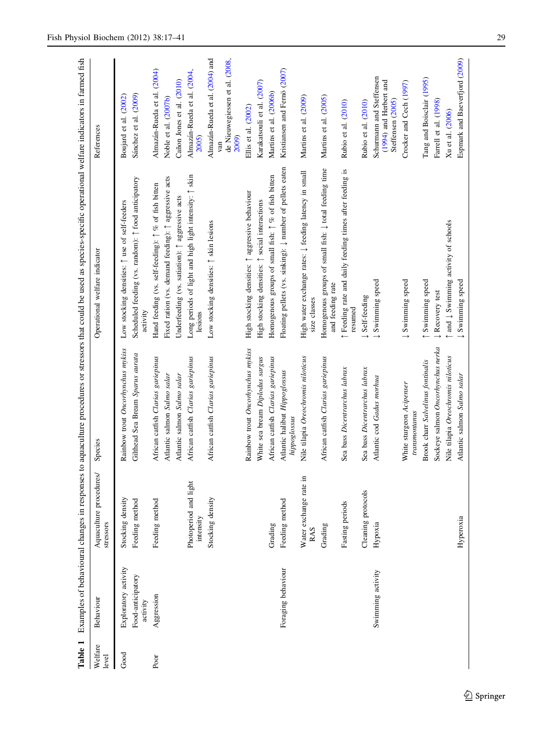**Table 1** Examples of behavioural changes in responses to aquaculture procedures or stressors that could be used as species-specific operational welfare indicators in farmed fish

| Welfare level | Behaviour | Aquaculture procedures/ stressors | Species | Operational welfare indicator | References |
|---|---|---|---|---|---|
| Good | Exploratory activity | Stocking density | Rainbow trout *Oncorhynchus mykiss* | Low stocking densities: ↑ use of self-feeders | Boujard et al. (2002) |
| | Food-anticipatory activity | Feeding method | Gilthead Sea Bream *Sparus aurata* | Scheduled feeding (vs. random): ↑ food anticipatory activity | Sánchez et al. (2009) |
| Poor | Aggression | Feeding method | African catfish *Clarias gariepinus* | Hand feeding (vs. self-feeding): ↑ % of fish bitten | Almazán-Rueda et al. (2004) |
| | | | Atlantic salmon *Salmo salar* | Fixed ration (vs. demand feeding): ↑ aggressive acts | Noble et al. (2007b) |
| | | | Atlantic salmon *Salmo salar* | Underfeeding (vs. satiation): ↑ aggressive acts | Cañon Jones et al. (2010) |
| | | Photoperiod and light intensity | African catfish *Clarias gariepinus* | Long periods of light and high light intensity: ↑ skin lesions | Almazán-Rueda et al. (2004, 2005) |
| | | Stocking density | African catfish *Clarias gariepinus* | Low stocking densities: ↑ skin lesions | Almazán-Rueda et al. (2004) and van de Nieuwegiessen et al. (2008, 2009) |
| | | | Rainbow trout *Oncorhynchus mykiss* | High stocking densities: ↑ aggressive behaviour | Ellis et al. (2002) |
| | | | White sea bream *Diplodus sargus* | High stocking densities: ↑ social interactions | Karakatsouli et al. (2007) |
| | | Grading | African catfish *Clarias gariepinus* | Homogenous groups of small fish: ↑ % of fish bitten | Martins et al. (2006b) |
| | Foraging behaviour | Feeding method | Atlantic halibut *Hippoglossus hippoglossus* | Floating pellets (vs. sinking): ↓ number of pellets eaten | Kristiansen and Fernö (2007) |
| | | Water exchange rate in RAS | Nile tilapia *Oreochromis niloticus* | High water exchange rates: ↓ feeding latency in small size classes | Martins et al. (2009) |
| | | Grading | African catfish *Clarias gariepinus* | Homogenous groups of small fish: ↓ total feeding time and feeding rate | Martins et al. (2005) |
| | | Fasting periods | Sea bass *Dicentrarchus labrax* | ↑ Feeding rate and daily feeding times after feeding is resumed | Rubio et al. (2010) |
| | | Cleaning protocols | Sea bass *Dicentrarchus labrax* | ↓ Self-feeding | Rubio et al. (2010) |
| | Swimming activity | Hypoxia | Atlantic cod *Gadus morhua* | ↓ Swimming speed | Schurmann and Steffensen (1994) and Herbert and Steffensen (2005) |
| | | | White sturgeon *Acipenser transmontanus* | ↓ Swimming speed | Crocker and Cech (1997) |
| | | | Brook charr *Salvelinus fontinalis* | ↑ Swimming speed | Tang and Boisclair (1995) |
| | | | Sockeye salmon *Oncorhynchus nerka* | ↓ Recovery test | Farrell et al. (1998) |
| | | | Nile tilapia *Oreochromis niloticus* | ↑ and ↓ Swimming activity of schools | Xu et al. (2006) |
| | | Hyperoxia | Atlantic salmon *Salmo salar* | ↓ Swimming speed | Espmark and Baeverfjord (2009) |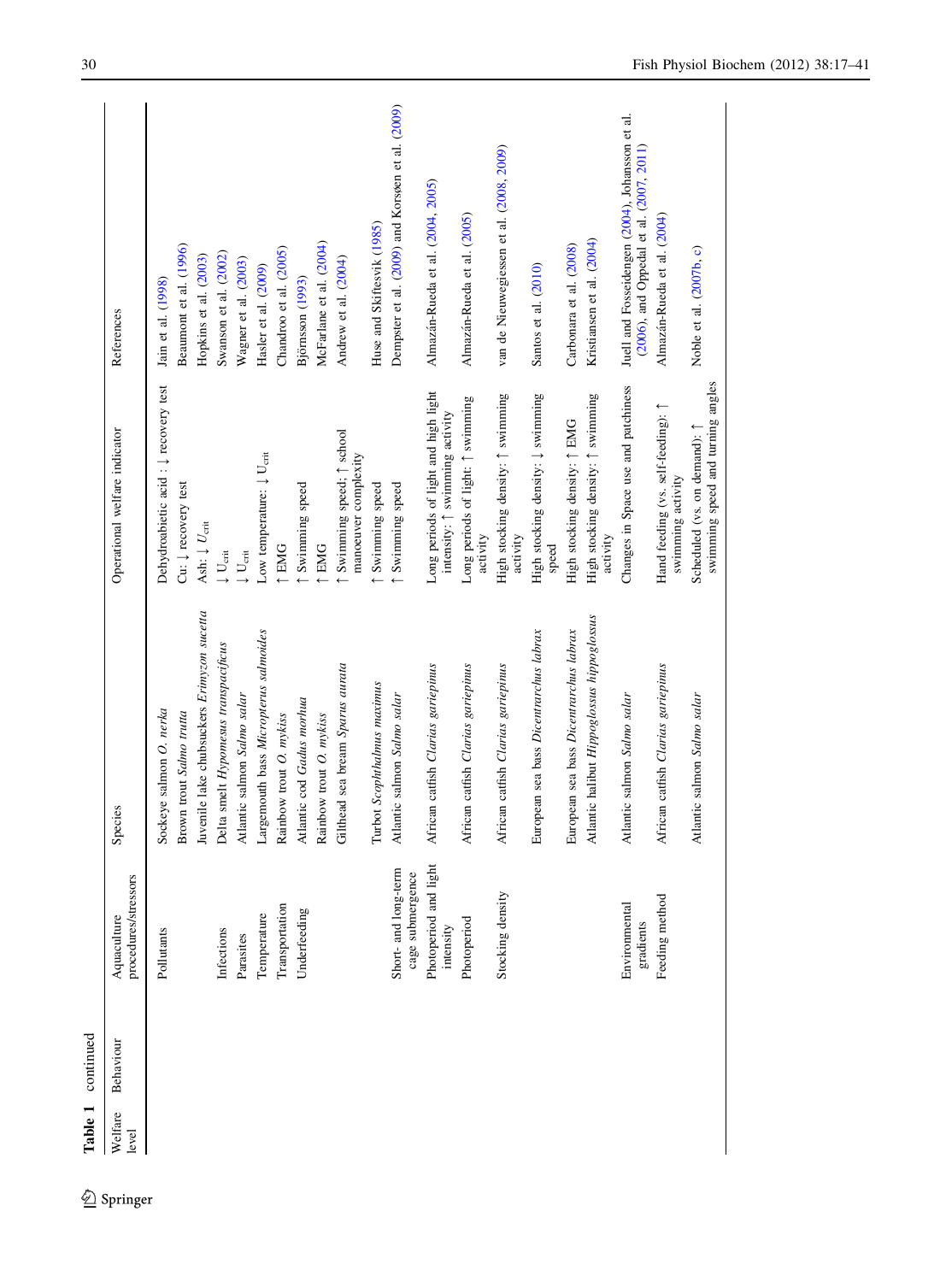**Table 1** continued

| Welfare level | Behaviour | Aquaculture procedures/stressors | Species | Operational welfare indicator | References |
|---|---|---|---|---|---|
| | | Pollutants | Sockeye salmon *O. nerka* | Dehydroabietic acid : ↓ recovery test | Jain et al. (1998) |
| | | | Brown trout *Salmo trutta* | Cu: ↓ recovery test | Beaumont et al. (1996) |
| | | | Juvenile lake chubsuckers *Erimyzon sucetta* | Ash: ↓ $U_{crit}$ | Hopkins et al. (2003) |
| | | Infections | Delta smelt *Hypomesus transpacificus* | ↓ $U_{crit}$ | Swanson et al. (2002) |
| | | Parasites | Atlantic salmon *Salmo salar* | ↓ $U_{crit}$ | Wagner et al. (2003) |
| | | Temperature | Largemouth bass *Micropterus salmoides* | Low temperature: ↓ $U_{crit}$ | Hasler et al. (2009) |
| | | Transportation | Rainbow trout *O. mykiss* | ↑ EMG | Chandroo et al. (2005) |
| | | Underfeeding | Atlantic cod *Gadus morhua* | ↑ Swimming speed | Björnsson (1993) |
| | | | Rainbow trout *O. mykiss* | ↑ EMG | McFarlane et al. (2004) |
| | | | Gilthead sea bream *Sparus aurata* | ↑ Swimming speed; ↑ school manoeuver complexity | Andrew et al. (2004) |
| | | | Turbot *Scophthalmus maximus* | ↑ Swimming speed | Huse and Skiftesvik (1985) |
| | | Short- and long-term cage submergence | Atlantic salmon *Salmo salar* | ↑ Swimming speed | Dempster et al. (2009) and Korsøen et al. (2009) |
| | | Photoperiod and light intensity | African catfish *Clarias gariepinus* | Long periods of light and high light intensity: ↑ swimming activity | Almazán-Rueda et al. (2004, 2005) |
| | | Photoperiod | African catfish *Clarias gariepinus* | Long periods of light: ↑ swimming activity | Almazán-Rueda et al. (2005) |
| | | Stocking density | African catfish *Clarias gariepinus* | High stocking density: ↑ swimming activity | van de Nieuwegiessen et al. (2008, 2009) |
| | | | European sea bass *Dicentrarchus labrax* | High stocking density: ↓ swimming speed | Santos et al. (2010) |
| | | | European sea bass *Dicentrarchus labrax* | High stocking density: ↑ EMG | Carbonara et al. (2008) |
| | | | Atlantic halibut *Hippoglossus hippoglossus* | High stocking density: ↑ swimming activity | Kristiansen et al. (2004) |
| | | Environmental gradients | Atlantic salmon *Salmo salar* | Changes in Space use and patchiness | Juell and Fosseidengen (2004), Johansson et al. (2006), and Oppedal et al. (2007, 2011) |
| | | Feeding method | African catfish *Clarias gariepinus* | Hand feeding (vs. self-feeding): ↑ swimming activity | Almazán-Rueda et al. (2004) |
| | | | Atlantic salmon *Salmo salar* | Scheduled (vs. on demand): ↑ swimming speed and turning angles | Noble et al. (2007b, c) |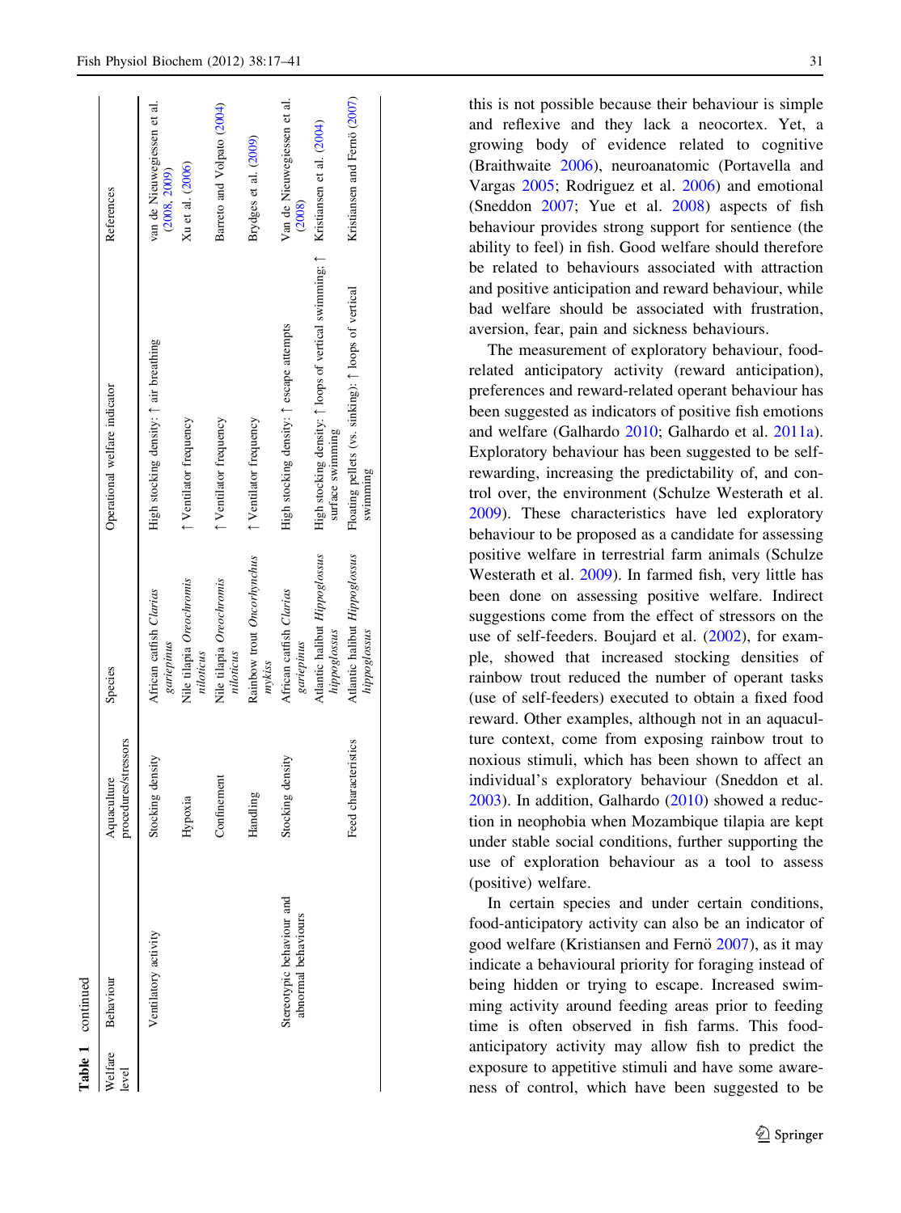**Table 1** continued

| Welfare level | Behaviour | Aquaculture procedures/stressors | Species | Operational welfare indicator | References |
|---|---|---|---|---|---|
| | Ventilatory activity | Stocking density | African catfish *Clarias gariepinus* | High stocking density: ↑ air breathing | van de Nieuwegiessen et al. (2008, 2009) |
| | | Hypoxia | Nile tilapia *Oreochromis niloticus* | ↑ Ventilator frequency | Xu et al. (2006) |
| | | Confinement | Nile tilapia *Oreochromis niloticus* | ↑ Ventilator frequency | Barreto and Volpato (2004) |
| | | Handling | Rainbow trout *Oncorhynchus mykiss* | ↑ Ventilator frequency | Brydges et al. (2009) |
| | Stereotypic behaviour and abnormal behaviours | Stocking density | African catfish *Clarias gariepinus* | High stocking density: ↑ escape attempts | Van de Nieuwegiessen et al. (2008) |
| | | | Atlantic halibut *Hippoglossus hippoglossus* | High stocking density: ↑ loops of vertical swimming; ↑ surface swimming | Kristiansen et al. (2004) |
| | | Feed characteristics | Atlantic halibut *Hippoglossus hippoglossus* | Floating pellets (vs. sinking): ↑ loops of vertical swimming | Kristiansen and Fernö (2007) |

this is not possible because their behaviour is simple and reflexive and they lack a neocortex. Yet, a growing body of evidence related to cognitive (Braithwaite 2006), neuroanatomic (Portavella and Vargas 2005; Rodriguez et al. 2006) and emotional (Sneddon 2007; Yue et al. 2008) aspects of fish behaviour provides strong support for sentience (the ability to feel) in fish. Good welfare should therefore be related to behaviours associated with attraction and positive anticipation and reward behaviour, while bad welfare should be associated with frustration, aversion, fear, pain and sickness behaviours.

The measurement of exploratory behaviour, food-related anticipatory activity (reward anticipation), preferences and reward-related operant behaviour has been suggested as indicators of positive fish emotions and welfare (Galhardo 2010; Galhardo et al. 2011a). Exploratory behaviour has been suggested to be self-rewarding, increasing the predictability of, and control over, the environment (Schulze Westerath et al. 2009). These characteristics have led exploratory behaviour to be proposed as a candidate for assessing positive welfare in terrestrial farm animals (Schulze Westerath et al. 2009). In farmed fish, very little has been done on assessing positive welfare. Indirect suggestions come from the effect of stressors on the use of self-feeders. Boujard et al. (2002), for example, showed that increased stocking densities of rainbow trout reduced the number of operant tasks (use of self-feeders) executed to obtain a fixed food reward. Other examples, although not in an aquaculture context, come from exposing rainbow trout to noxious stimuli, which has been shown to affect an individual's exploratory behaviour (Sneddon et al. 2003). In addition, Galhardo (2010) showed a reduction in neophobia when Mozambique tilapia are kept under stable social conditions, further supporting the use of exploration behaviour as a tool to assess (positive) welfare.

In certain species and under certain conditions, food-anticipatory activity can also be an indicator of good welfare (Kristiansen and Fernö 2007), as it may indicate a behavioural priority for foraging instead of being hidden or trying to escape. Increased swimming activity around feeding areas prior to feeding time is often observed in fish farms. This food-anticipatory activity may allow fish to predict the exposure to appetitive stimuli and have some awareness of control, which have been suggested to be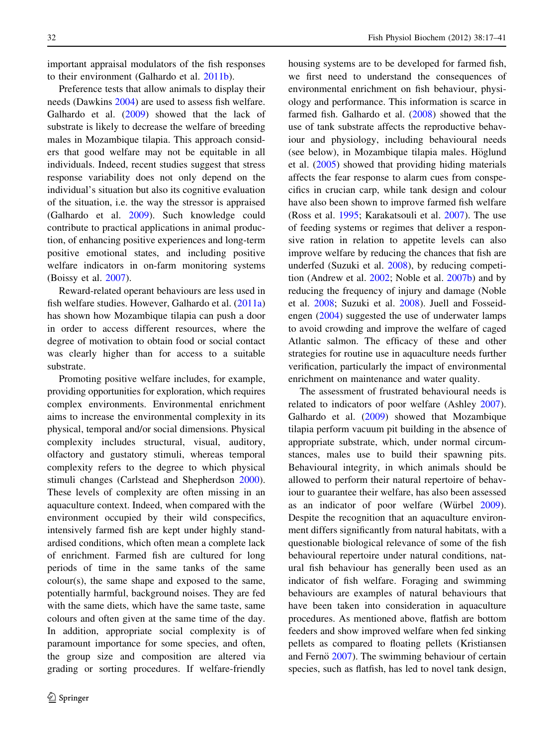important appraisal modulators of the fish responses to their environment (Galhardo et al. 2011b).

Preference tests that allow animals to display their needs (Dawkins 2004) are used to assess fish welfare. Galhardo et al. (2009) showed that the lack of substrate is likely to decrease the welfare of breeding males in Mozambique tilapia. This approach considers that good welfare may not be equitable in all individuals. Indeed, recent studies suggest that stress response variability does not only depend on the individual's situation but also its cognitive evaluation of the situation, i.e. the way the stressor is appraised (Galhardo et al. 2009). Such knowledge could contribute to practical applications in animal production, of enhancing positive experiences and long-term positive emotional states, and including positive welfare indicators in on-farm monitoring systems (Boissy et al. 2007).

Reward-related operant behaviours are less used in fish welfare studies. However, Galhardo et al. (2011a) has shown how Mozambique tilapia can push a door in order to access different resources, where the degree of motivation to obtain food or social contact was clearly higher than for access to a suitable substrate.

Promoting positive welfare includes, for example, providing opportunities for exploration, which requires complex environments. Environmental enrichment aims to increase the environmental complexity in its physical, temporal and/or social dimensions. Physical complexity includes structural, visual, auditory, olfactory and gustatory stimuli, whereas temporal complexity refers to the degree to which physical stimuli changes (Carlstead and Shepherdson 2000). These levels of complexity are often missing in an aquaculture context. Indeed, when compared with the environment occupied by their wild conspecifics, intensively farmed fish are kept under highly standardised conditions, which often mean a complete lack of enrichment. Farmed fish are cultured for long periods of time in the same tanks of the same colour(s), the same shape and exposed to the same, potentially harmful, background noises. They are fed with the same diets, which have the same taste, same colours and often given at the same time of the day. In addition, appropriate social complexity is of paramount importance for some species, and often, the group size and composition are altered via grading or sorting procedures. If welfare-friendly housing systems are to be developed for farmed fish, we first need to understand the consequences of environmental enrichment on fish behaviour, physiology and performance. This information is scarce in farmed fish. Galhardo et al. (2008) showed that the use of tank substrate affects the reproductive behaviour and physiology, including behavioural needs (see below), in Mozambique tilapia males. Höglund et al. (2005) showed that providing hiding materials affects the fear response to alarm cues from conspecifics in crucian carp, while tank design and colour have also been shown to improve farmed fish welfare (Ross et al. 1995; Karakatsouli et al. 2007). The use of feeding systems or regimes that deliver a responsive ration in relation to appetite levels can also improve welfare by reducing the chances that fish are underfed (Suzuki et al. 2008), by reducing competition (Andrew et al. 2002; Noble et al. 2007b) and by reducing the frequency of injury and damage (Noble et al. 2008; Suzuki et al. 2008). Juell and Fosseidengen (2004) suggested the use of underwater lamps to avoid crowding and improve the welfare of caged Atlantic salmon. The efficacy of these and other strategies for routine use in aquaculture needs further verification, particularly the impact of environmental enrichment on maintenance and water quality.

The assessment of frustrated behavioural needs is related to indicators of poor welfare (Ashley 2007). Galhardo et al. (2009) showed that Mozambique tilapia perform vacuum pit building in the absence of appropriate substrate, which, under normal circumstances, males use to build their spawning pits. Behavioural integrity, in which animals should be allowed to perform their natural repertoire of behaviour to guarantee their welfare, has also been assessed as an indicator of poor welfare (Würbel 2009). Despite the recognition that an aquaculture environment differs significantly from natural habitats, with a questionable biological relevance of some of the fish behavioural repertoire under natural conditions, natural fish behaviour has generally been used as an indicator of fish welfare. Foraging and swimming behaviours are examples of natural behaviours that have been taken into consideration in aquaculture procedures. As mentioned above, flatfish are bottom feeders and show improved welfare when fed sinking pellets as compared to floating pellets (Kristiansen and Fernö 2007). The swimming behaviour of certain species, such as flatfish, has led to novel tank design,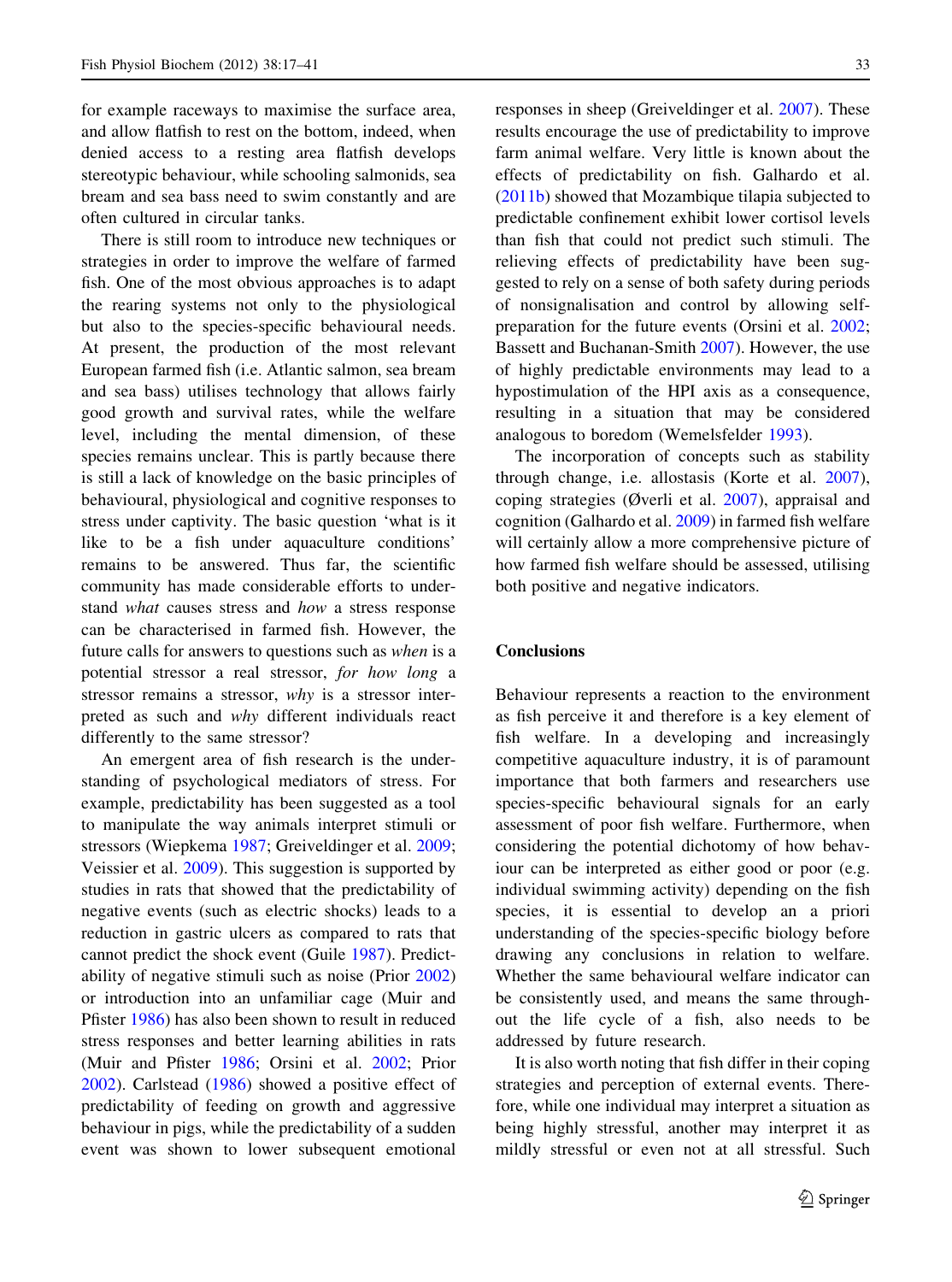for example raceways to maximise the surface area, and allow flatfish to rest on the bottom, indeed, when denied access to a resting area flatfish develops stereotypic behaviour, while schooling salmonids, sea bream and sea bass need to swim constantly and are often cultured in circular tanks.

There is still room to introduce new techniques or strategies in order to improve the welfare of farmed fish. One of the most obvious approaches is to adapt the rearing systems not only to the physiological but also to the species-specific behavioural needs. At present, the production of the most relevant European farmed fish (i.e. Atlantic salmon, sea bream and sea bass) utilises technology that allows fairly good growth and survival rates, while the welfare level, including the mental dimension, of these species remains unclear. This is partly because there is still a lack of knowledge on the basic principles of behavioural, physiological and cognitive responses to stress under captivity. The basic question 'what is it like to be a fish under aquaculture conditions' remains to be answered. Thus far, the scientific community has made considerable efforts to understand *what* causes stress and *how* a stress response can be characterised in farmed fish. However, the future calls for answers to questions such as *when* is a potential stressor a real stressor, *for how long* a stressor remains a stressor, *why* is a stressor interpreted as such and *why* different individuals react differently to the same stressor?

An emergent area of fish research is the understanding of psychological mediators of stress. For example, predictability has been suggested as a tool to manipulate the way animals interpret stimuli or stressors (Wiepkema 1987; Greiveldinger et al. 2009; Veissier et al. 2009). This suggestion is supported by studies in rats that showed that the predictability of negative events (such as electric shocks) leads to a reduction in gastric ulcers as compared to rats that cannot predict the shock event (Guile 1987). Predictability of negative stimuli such as noise (Prior 2002) or introduction into an unfamiliar cage (Muir and Pfister 1986) has also been shown to result in reduced stress responses and better learning abilities in rats (Muir and Pfister 1986; Orsini et al. 2002; Prior 2002). Carlstead (1986) showed a positive effect of predictability of feeding on growth and aggressive behaviour in pigs, while the predictability of a sudden event was shown to lower subsequent emotional responses in sheep (Greiveldinger et al. 2007). These results encourage the use of predictability to improve farm animal welfare. Very little is known about the effects of predictability on fish. Galhardo et al. (2011b) showed that Mozambique tilapia subjected to predictable confinement exhibit lower cortisol levels than fish that could not predict such stimuli. The relieving effects of predictability have been suggested to rely on a sense of both safety during periods of nonsignalisation and control by allowing self-preparation for the future events (Orsini et al. 2002; Bassett and Buchanan-Smith 2007). However, the use of highly predictable environments may lead to a hypostimulation of the HPI axis as a consequence, resulting in a situation that may be considered analogous to boredom (Wemelsfelder 1993).

The incorporation of concepts such as stability through change, i.e. allostasis (Korte et al. 2007), coping strategies (Øverli et al. 2007), appraisal and cognition (Galhardo et al. 2009) in farmed fish welfare will certainly allow a more comprehensive picture of how farmed fish welfare should be assessed, utilising both positive and negative indicators.

## Conclusions

Behaviour represents a reaction to the environment as fish perceive it and therefore is a key element of fish welfare. In a developing and increasingly competitive aquaculture industry, it is of paramount importance that both farmers and researchers use species-specific behavioural signals for an early assessment of poor fish welfare. Furthermore, when considering the potential dichotomy of how behaviour can be interpreted as either good or poor (e.g. individual swimming activity) depending on the fish species, it is essential to develop an a priori understanding of the species-specific biology before drawing any conclusions in relation to welfare. Whether the same behavioural welfare indicator can be consistently used, and means the same throughout the life cycle of a fish, also needs to be addressed by future research.

It is also worth noting that fish differ in their coping strategies and perception of external events. Therefore, while one individual may interpret a situation as being highly stressful, another may interpret it as mildly stressful or even not at all stressful. Such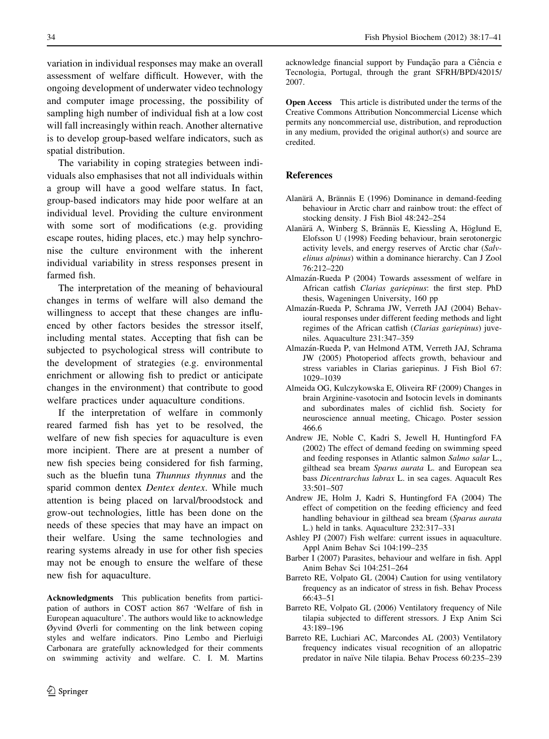variation in individual responses may make an overall assessment of welfare difficult. However, with the ongoing development of underwater video technology and computer image processing, the possibility of sampling high number of individual fish at a low cost will fall increasingly within reach. Another alternative is to develop group-based welfare indicators, such as spatial distribution.

The variability in coping strategies between individuals also emphasises that not all individuals within a group will have a good welfare status. In fact, group-based indicators may hide poor welfare at an individual level. Providing the culture environment with some sort of modifications (e.g. providing escape routes, hiding places, etc.) may help synchronise the culture environment with the inherent individual variability in stress responses present in farmed fish.

The interpretation of the meaning of behavioural changes in terms of welfare will also demand the willingness to accept that these changes are influenced by other factors besides the stressor itself, including mental states. Accepting that fish can be subjected to psychological stress will contribute to the development of strategies (e.g. environmental enrichment or allowing fish to predict or anticipate changes in the environment) that contribute to good welfare practices under aquaculture conditions.

If the interpretation of welfare in commonly reared farmed fish has yet to be resolved, the welfare of new fish species for aquaculture is even more incipient. There are at present a number of new fish species being considered for fish farming, such as the bluefin tuna *Thunnus thynnus* and the sparid common dentex *Dentex dentex*. While much attention is being placed on larval/broodstock and grow-out technologies, little has been done on the needs of these species that may have an impact on their welfare. Using the same technologies and rearing systems already in use for other fish species may not be enough to ensure the welfare of these new fish for aquaculture.

**Acknowledgments** This publication benefits from participation of authors in COST action 867 'Welfare of fish in European aquaculture'. The authors would like to acknowledge Øyvind Øverli for commenting on the link between coping styles and welfare indicators. Pino Lembo and Pierluigi Carbonara are gratefully acknowledged for their comments on swimming activity and welfare. C. I. M. Martins acknowledge financial support by Fundação para a Ciência e Tecnologia, Portugal, through the grant SFRH/BPD/42015/2007.

**Open Access** This article is distributed under the terms of the Creative Commons Attribution Noncommercial License which permits any noncommercial use, distribution, and reproduction in any medium, provided the original author(s) and source are credited.

## References

Alanärä A, Brännäs E (1996) Dominance in demand-feeding behaviour in Arctic charr and rainbow trout: the effect of stocking density. J Fish Biol 48:242–254

Alanärä A, Winberg S, Brännäs E, Kiessling A, Höglund E, Elofsson U (1998) Feeding behaviour, brain serotonergic activity levels, and energy reserves of Arctic char (*Salvelinus alpinus*) within a dominance hierarchy. Can J Zool 76:212–220

Almazán-Rueda P (2004) Towards assessment of welfare in African catfish *Clarias gariepinus*: the first step. PhD thesis, Wageningen University, 160 pp

Almazán-Rueda P, Schrama JW, Verreth JAJ (2004) Behavioural responses under different feeding methods and light regimes of the African catfish (*Clarias gariepinus*) juveniles. Aquaculture 231:347–359

Almazán-Rueda P, van Helmond ATM, Verreth JAJ, Schrama JW (2005) Photoperiod affects growth, behaviour and stress variables in Clarias gariepinus. J Fish Biol 67: 1029–1039

Almeida OG, Kulczykowska E, Oliveira RF (2009) Changes in brain Arginine-vasotocin and Isotocin levels in dominants and subordinates males of cichlid fish. Society for neuroscience annual meeting, Chicago. Poster session 466.6

Andrew JE, Noble C, Kadri S, Jewell H, Huntingford FA (2002) The effect of demand feeding on swimming speed and feeding responses in Atlantic salmon *Salmo salar* L., gilthead sea bream *Sparus aurata* L. and European sea bass *Dicentrarchus labrax* L. in sea cages. Aquacult Res 33:501–507

Andrew JE, Holm J, Kadri S, Huntingford FA (2004) The effect of competition on the feeding efficiency and feed handling behaviour in gilthead sea bream (*Sparus aurata* L.) held in tanks. Aquaculture 232:317–331

Ashley PJ (2007) Fish welfare: current issues in aquaculture. Appl Anim Behav Sci 104:199–235

Barber I (2007) Parasites, behaviour and welfare in fish. Appl Anim Behav Sci 104:251–264

Barreto RE, Volpato GL (2004) Caution for using ventilatory frequency as an indicator of stress in fish. Behav Process 66:43–51

Barreto RE, Volpato GL (2006) Ventilatory frequency of Nile tilapia subjected to different stressors. J Exp Anim Sci 43:189–196

Barreto RE, Luchiari AC, Marcondes AL (2003) Ventilatory frequency indicates visual recognition of an allopatric predator in naïve Nile tilapia. Behav Process 60:235–239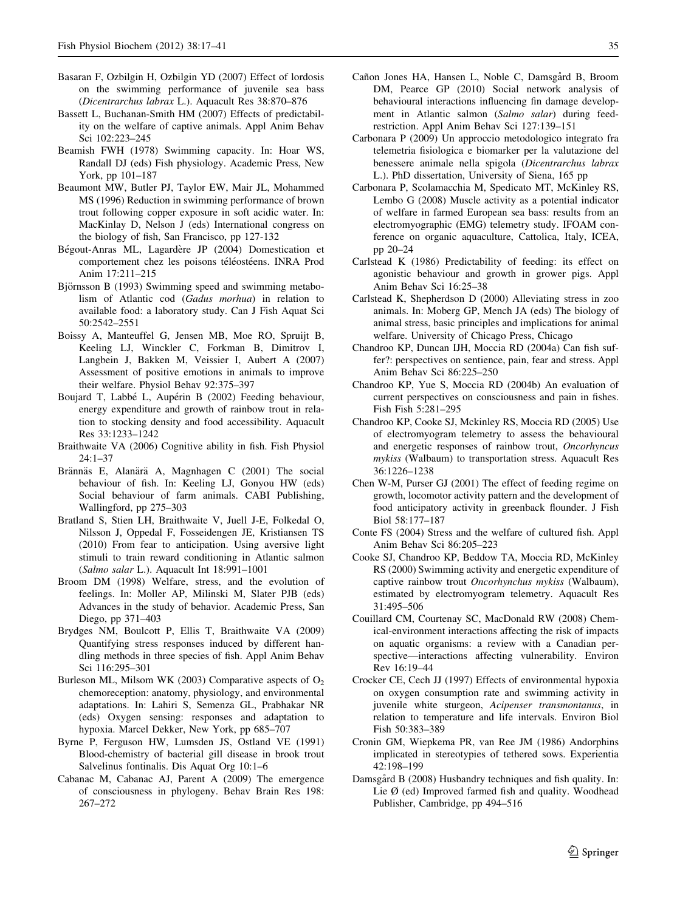Basaran F, Ozbilgin H, Ozbilgin YD (2007) Effect of lordosis on the swimming performance of juvenile sea bass (*Dicentrarchus labrax* L.). Aquacult Res 38:870–876

Bassett L, Buchanan-Smith HM (2007) Effects of predictability on the welfare of captive animals. Appl Anim Behav Sci 102:223–245

Beamish FWH (1978) Swimming capacity. In: Hoar WS, Randall DJ (eds) Fish physiology. Academic Press, New York, pp 101–187

Beaumont MW, Butler PJ, Taylor EW, Mair JL, Mohammed MS (1996) Reduction in swimming performance of brown trout following copper exposure in soft acidic water. In: MacKinlay D, Nelson J (eds) International congress on the biology of fish, San Francisco, pp 127-132

Bégout-Anras ML, Lagardère JP (2004) Domestication et comportement chez les poisons téléostéens. INRA Prod Anim 17:211–215

Björnsson B (1993) Swimming speed and swimming metabolism of Atlantic cod (*Gadus morhua*) in relation to available food: a laboratory study. Can J Fish Aquat Sci 50:2542–2551

Boissy A, Manteuffel G, Jensen MB, Moe RO, Spruijt B, Keeling LJ, Winckler C, Forkman B, Dimitrov I, Langbein J, Bakken M, Veissier I, Aubert A (2007) Assessment of positive emotions in animals to improve their welfare. Physiol Behav 92:375–397

Boujard T, Labbé L, Aupérin B (2002) Feeding behaviour, energy expenditure and growth of rainbow trout in relation to stocking density and food accessibility. Aquacult Res 33:1233–1242

Braithwaite VA (2006) Cognitive ability in fish. Fish Physiol 24:1–37

Brännäs E, Alanärä A, Magnhagen C (2001) The social behaviour of fish. In: Keeling LJ, Gonyou HW (eds) Social behaviour of farm animals. CABI Publishing, Wallingford, pp 275–303

Bratland S, Stien LH, Braithwaite V, Juell J-E, Folkedal O, Nilsson J, Oppedal F, Fosseidengen JE, Kristiansen TS (2010) From fear to anticipation. Using aversive light stimuli to train reward conditioning in Atlantic salmon (*Salmo salar* L.). Aquacult Int 18:991–1001

Broom DM (1998) Welfare, stress, and the evolution of feelings. In: Moller AP, Milinski M, Slater PJB (eds) Advances in the study of behavior. Academic Press, San Diego, pp 371–403

Brydges NM, Boulcott P, Ellis T, Braithwaite VA (2009) Quantifying stress responses induced by different handling methods in three species of fish. Appl Anim Behav Sci 116:295–301

Burleson ML, Milsom WK (2003) Comparative aspects of $O_2$ chemoreception: anatomy, physiology, and environmental adaptations. In: Lahiri S, Semenza GL, Prabhakar NR (eds) Oxygen sensing: responses and adaptation to hypoxia. Marcel Dekker, New York, pp 685–707

Byrne P, Ferguson HW, Lumsden JS, Ostland VE (1991) Blood-chemistry of bacterial gill disease in brook trout Salvelinus fontinalis. Dis Aquat Org 10:1–6

Cabanac M, Cabanac AJ, Parent A (2009) The emergence of consciousness in phylogeny. Behav Brain Res 198: 267–272

Cañon Jones HA, Hansen L, Noble C, Damsgård B, Broom DM, Pearce GP (2010) Social network analysis of behavioural interactions influencing fin damage development in Atlantic salmon (*Salmo salar*) during feed-restriction. Appl Anim Behav Sci 127:139–151

Carbonara P (2009) Un approccio metodologico integrato fra telemetria fisiologica e biomarker per la valutazione del benessere animale nella spigola (*Dicentrarchus labrax* L.). PhD dissertation, University of Siena, 165 pp

Carbonara P, Scolamacchia M, Spedicato MT, McKinley RS, Lembo G (2008) Muscle activity as a potential indicator of welfare in farmed European sea bass: results from an electromyographic (EMG) telemetry study. IFOAM conference on organic aquaculture, Cattolica, Italy, ICEA, pp 20–24

Carlstead K (1986) Predictability of feeding: its effect on agonistic behaviour and growth in grower pigs. Appl Anim Behav Sci 16:25–38

Carlstead K, Shepherdson D (2000) Alleviating stress in zoo animals. In: Moberg GP, Mench JA (eds) The biology of animal stress, basic principles and implications for animal welfare. University of Chicago Press, Chicago

Chandroo KP, Duncan IJH, Moccia RD (2004a) Can fish suffer?: perspectives on sentience, pain, fear and stress. Appl Anim Behav Sci 86:225–250

Chandroo KP, Yue S, Moccia RD (2004b) An evaluation of current perspectives on consciousness and pain in fishes. Fish Fish 5:281–295

Chandroo KP, Cooke SJ, Mckinley RS, Moccia RD (2005) Use of electromyogram telemetry to assess the behavioural and energetic responses of rainbow trout, *Oncorhyncus mykiss* (Walbaum) to transportation stress. Aquacult Res 36:1226–1238

Chen W-M, Purser GJ (2001) The effect of feeding regime on growth, locomotor activity pattern and the development of food anticipatory activity in greenback flounder. J Fish Biol 58:177–187

Conte FS (2004) Stress and the welfare of cultured fish. Appl Anim Behav Sci 86:205–223

Cooke SJ, Chandroo KP, Beddow TA, Moccia RD, McKinley RS (2000) Swimming activity and energetic expenditure of captive rainbow trout *Oncorhynchus mykiss* (Walbaum), estimated by electromyogram telemetry. Aquacult Res 31:495–506

Couillard CM, Courtenay SC, MacDonald RW (2008) Chemical-environment interactions affecting the risk of impacts on aquatic organisms: a review with a Canadian perspective—interactions affecting vulnerability. Environ Rev 16:19–44

Crocker CE, Cech JJ (1997) Effects of environmental hypoxia on oxygen consumption rate and swimming activity in juvenile white sturgeon, *Acipenser transmontanus*, in relation to temperature and life intervals. Environ Biol Fish 50:383–389

Cronin GM, Wiepkema PR, van Ree JM (1986) Andorphins implicated in stereotypies of tethered sows. Experientia 42:198–199

Damsgård B (2008) Husbandry techniques and fish quality. In: Lie Ø (ed) Improved farmed fish and quality. Woodhead Publisher, Cambridge, pp 494–516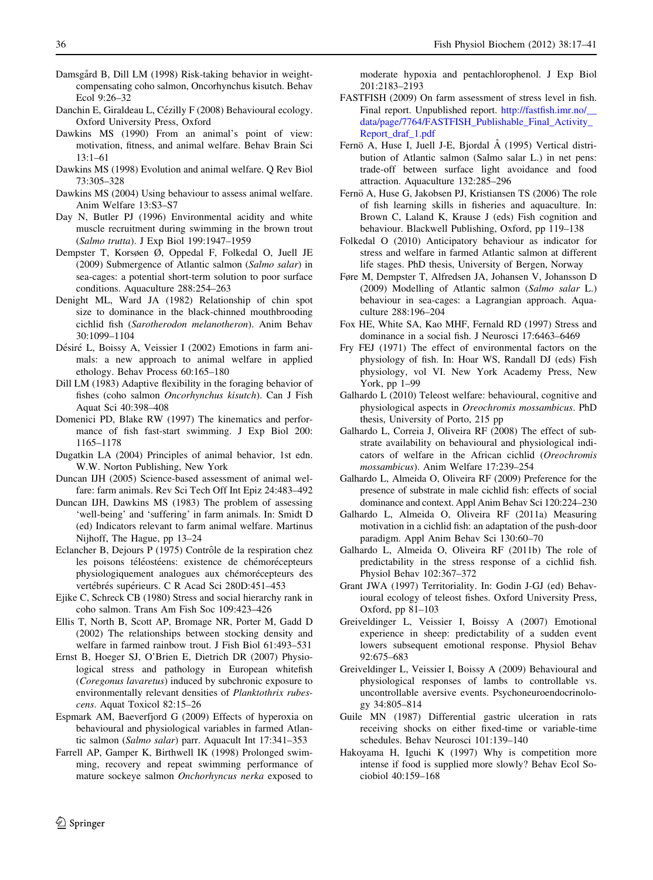Damsgård B, Dill LM (1998) Risk-taking behavior in weight-compensating coho salmon, Oncorhynchus kisutch. Behav Ecol 9:26–32

Danchin E, Giraldeau L, Cézilly F (2008) Behavioural ecology. Oxford University Press, Oxford

Dawkins MS (1990) From an animal's point of view: motivation, fitness, and animal welfare. Behav Brain Sci 13:1–61

Dawkins MS (1998) Evolution and animal welfare. Q Rev Biol 73:305–328

Dawkins MS (2004) Using behaviour to assess animal welfare. Anim Welfare 13:S3–S7

Day N, Butler PJ (1996) Environmental acidity and white muscle recruitment during swimming in the brown trout (*Salmo trutta*). J Exp Biol 199:1947–1959

Dempster T, Korsøen Ø, Oppedal F, Folkedal O, Juell JE (2009) Submergence of Atlantic salmon (*Salmo salar*) in sea-cages: a potential short-term solution to poor surface conditions. Aquaculture 288:254–263

Denight ML, Ward JA (1982) Relationship of chin spot size to dominance in the black-chinned mouthbrooding cichlid fish (*Sarotherodon melanotheron*). Anim Behav 30:1099–1104

Désiré L, Boissy A, Veissier I (2002) Emotions in farm animals: a new approach to animal welfare in applied ethology. Behav Process 60:165–180

Dill LM (1983) Adaptive flexibility in the foraging behavior of fishes (coho salmon *Oncorhynchus kisutch*). Can J Fish Aquat Sci 40:398–408

Domenici PD, Blake RW (1997) The kinematics and performance of fish fast-start swimming. J Exp Biol 200: 1165–1178

Dugatkin LA (2004) Principles of animal behavior, 1st edn. W.W. Norton Publishing, New York

Duncan IJH (2005) Science-based assessment of animal welfare: farm animals. Rev Sci Tech Off Int Epiz 24:483–492

Duncan IJH, Dawkins MS (1983) The problem of assessing 'well-being' and 'suffering' in farm animals. In: Smidt D (ed) Indicators relevant to farm animal welfare. Martinus Nijhoff, The Hague, pp 13–24

Eclancher B, Dejours P (1975) Contrôle de la respiration chez les poisons téléostéens: existence de chémorécepteurs physiologiquement analogues aux chémorécepteurs des vertébrés supérieurs. C R Acad Sci 280D:451–453

Ejike C, Schreck CB (1980) Stress and social hierarchy rank in coho salmon. Trans Am Fish Soc 109:423–426

Ellis T, North B, Scott AP, Bromage NR, Porter M, Gadd D (2002) The relationships between stocking density and welfare in farmed rainbow trout. J Fish Biol 61:493–531

Ernst B, Hoeger SJ, O'Brien E, Dietrich DR (2007) Physiological stress and pathology in European whitefish (*Coregonus lavaretus*) induced by subchronic exposure to environmentally relevant densities of *Planktothrix rubescens*. Aquat Toxicol 82:15–26

Espmark AM, Baeverfjord G (2009) Effects of hyperoxia on behavioural and physiological variables in farmed Atlantic salmon (*Salmo salar*) parr. Aquacult Int 17:341–353

Farrell AP, Gamper K, Birthwell IK (1998) Prolonged swimming, recovery and repeat swimming performance of mature sockeye salmon *Onchorhyncus nerka* exposed to moderate hypoxia and pentachlorophenol. J Exp Biol 201:2183–2193

FASTFISH (2009) On farm assessment of stress level in fish. Final report. Unpublished report. http://fastfish.imr.no/__data/page/7764/FASTFISH_Publishable_Final_Activity_Report_draf_1.pdf

Fernö A, Huse I, Juell J-E, Bjordal Å (1995) Vertical distribution of Atlantic salmon (Salmo salar L.) in net pens: trade-off between surface light avoidance and food attraction. Aquaculture 132:285–296

Fernö A, Huse G, Jakobsen PJ, Kristiansen TS (2006) The role of fish learning skills in fisheries and aquaculture. In: Brown C, Laland K, Krause J (eds) Fish cognition and behaviour. Blackwell Publishing, Oxford, pp 119–138

Folkedal O (2010) Anticipatory behaviour as indicator for stress and welfare in farmed Atlantic salmon at different life stages. PhD thesis, University of Bergen, Norway

Føre M, Dempster T, Alfredsen JA, Johansen V, Johansson D (2009) Modelling of Atlantic salmon (*Salmo salar* L.) behaviour in sea-cages: a Lagrangian approach. Aquaculture 288:196–204

Fox HE, White SA, Kao MHF, Fernald RD (1997) Stress and dominance in a social fish. J Neurosci 17:6463–6469

Fry FEJ (1971) The effect of environmental factors on the physiology of fish. In: Hoar WS, Randall DJ (eds) Fish physiology, vol VI. New York Academy Press, New York, pp 1–99

Galhardo L (2010) Teleost welfare: behavioural, cognitive and physiological aspects in *Oreochromis mossambicus*. PhD thesis, University of Porto, 215 pp

Galhardo L, Correia J, Oliveira RF (2008) The effect of substrate availability on behavioural and physiological indicators of welfare in the African cichlid (*Oreochromis mossambicus*). Anim Welfare 17:239–254

Galhardo L, Almeida O, Oliveira RF (2009) Preference for the presence of substrate in male cichlid fish: effects of social dominance and context. Appl Anim Behav Sci 120:224–230

Galhardo L, Almeida O, Oliveira RF (2011a) Measuring motivation in a cichlid fish: an adaptation of the push-door paradigm. Appl Anim Behav Sci 130:60–70

Galhardo L, Almeida O, Oliveira RF (2011b) The role of predictability in the stress response of a cichlid fish. Physiol Behav 102:367–372

Grant JWA (1997) Territoriality. In: Godin J-GJ (ed) Behavioural ecology of teleost fishes. Oxford University Press, Oxford, pp 81–103

Greiveldinger L, Veissier I, Boissy A (2007) Emotional experience in sheep: predictability of a sudden event lowers subsequent emotional response. Physiol Behav 92:675–683

Greiveldinger L, Veissier I, Boissy A (2009) Behavioural and physiological responses of lambs to controllable vs. uncontrollable aversive events. Psychoneuroendocrinology 34:805–814

Guile MN (1987) Differential gastric ulceration in rats receiving shocks on either fixed-time or variable-time schedules. Behav Neurosci 101:139–140

Hakoyama H, Iguchi K (1997) Why is competition more intense if food is supplied more slowly? Behav Ecol Sociobiol 40:159–168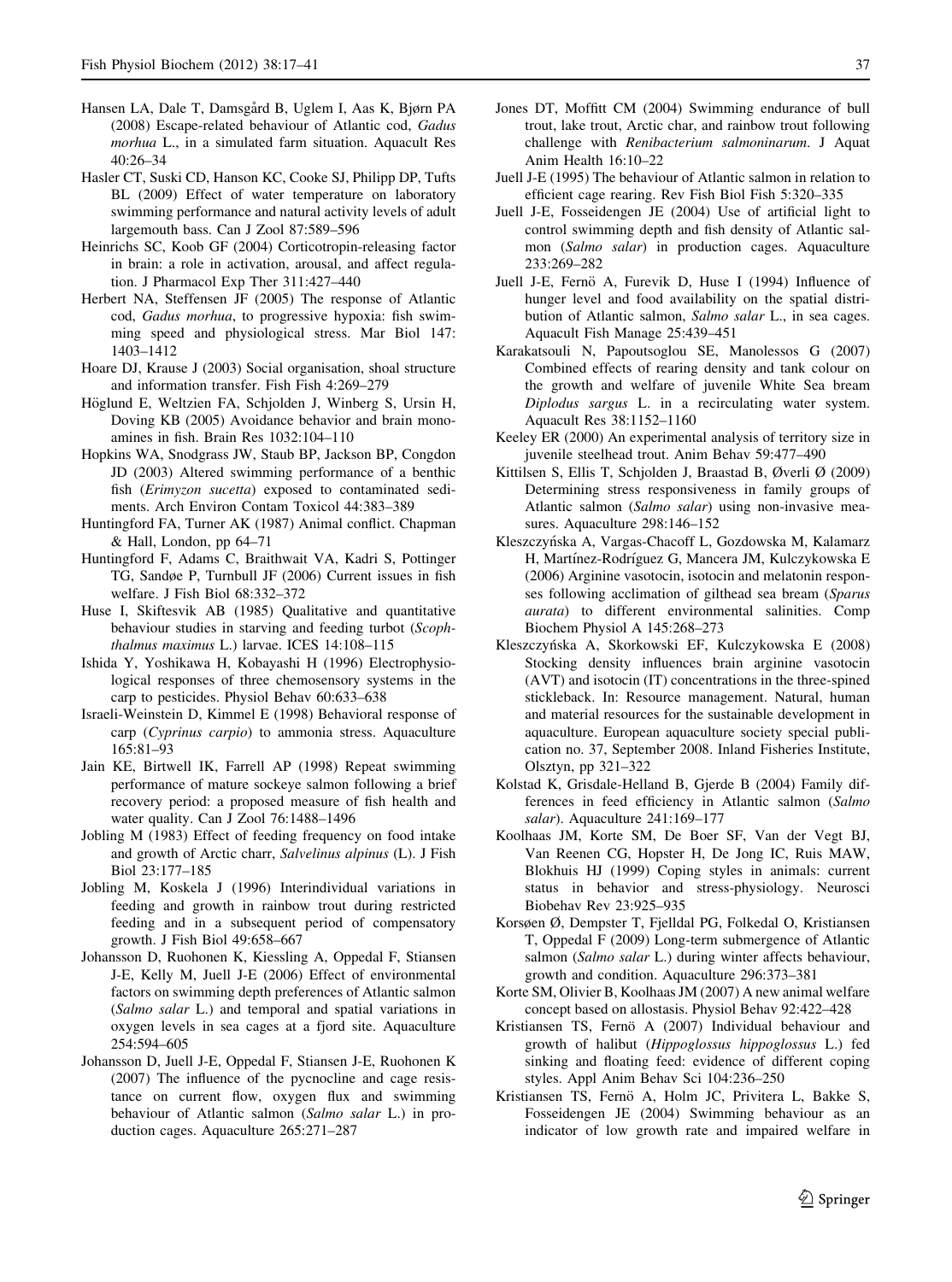Hansen LA, Dale T, Damsgård B, Uglem I, Aas K, Bjørn PA (2008) Escape-related behaviour of Atlantic cod, *Gadus morhua* L., in a simulated farm situation. Aquacult Res 40:26–34

Hasler CT, Suski CD, Hanson KC, Cooke SJ, Philipp DP, Tufts BL (2009) Effect of water temperature on laboratory swimming performance and natural activity levels of adult largemouth bass. Can J Zool 87:589–596

Heinrichs SC, Koob GF (2004) Corticotropin-releasing factor in brain: a role in activation, arousal, and affect regulation. J Pharmacol Exp Ther 311:427–440

Herbert NA, Steffensen JF (2005) The response of Atlantic cod, *Gadus morhua*, to progressive hypoxia: fish swimming speed and physiological stress. Mar Biol 147: 1403–1412

Hoare DJ, Krause J (2003) Social organisation, shoal structure and information transfer. Fish Fish 4:269–279

Höglund E, Weltzien FA, Schjolden J, Winberg S, Ursin H, Doving KB (2005) Avoidance behavior and brain monoamines in fish. Brain Res 1032:104–110

Hopkins WA, Snodgrass JW, Staub BP, Jackson BP, Congdon JD (2003) Altered swimming performance of a benthic fish (*Erimyzon sucetta*) exposed to contaminated sediments. Arch Environ Contam Toxicol 44:383–389

Huntingford FA, Turner AK (1987) Animal conflict. Chapman & Hall, London, pp 64–71

Huntingford F, Adams C, Braithwait VA, Kadri S, Pottinger TG, Sandøe P, Turnbull JF (2006) Current issues in fish welfare. J Fish Biol 68:332–372

Huse I, Skiftesvik AB (1985) Qualitative and quantitative behaviour studies in starving and feeding turbot (*Scophthalmus maximus* L.) larvae. ICES 14:108–115

Ishida Y, Yoshikawa H, Kobayashi H (1996) Electrophysiological responses of three chemosensory systems in the carp to pesticides. Physiol Behav 60:633–638

Israeli-Weinstein D, Kimmel E (1998) Behavioral response of carp (*Cyprinus carpio*) to ammonia stress. Aquaculture 165:81–93

Jain KE, Birtwell IK, Farrell AP (1998) Repeat swimming performance of mature sockeye salmon following a brief recovery period: a proposed measure of fish health and water quality. Can J Zool 76:1488–1496

Jobling M (1983) Effect of feeding frequency on food intake and growth of Arctic charr, *Salvelinus alpinus* (L). J Fish Biol 23:177–185

Jobling M, Koskela J (1996) Interindividual variations in feeding and growth in rainbow trout during restricted feeding and in a subsequent period of compensatory growth. J Fish Biol 49:658–667

Johansson D, Ruohonen K, Kiessling A, Oppedal F, Stiansen J-E, Kelly M, Juell J-E (2006) Effect of environmental factors on swimming depth preferences of Atlantic salmon (*Salmo salar* L.) and temporal and spatial variations in oxygen levels in sea cages at a fjord site. Aquaculture 254:594–605

Johansson D, Juell J-E, Oppedal F, Stiansen J-E, Ruohonen K (2007) The influence of the pycnocline and cage resistance on current flow, oxygen flux and swimming behaviour of Atlantic salmon (*Salmo salar* L.) in production cages. Aquaculture 265:271–287

Jones DT, Moffitt CM (2004) Swimming endurance of bull trout, lake trout, Arctic char, and rainbow trout following challenge with *Renibacterium salmoninarum*. J Aquat Anim Health 16:10–22

Juell J-E (1995) The behaviour of Atlantic salmon in relation to efficient cage rearing. Rev Fish Biol Fish 5:320–335

Juell J-E, Fosseidengen JE (2004) Use of artificial light to control swimming depth and fish density of Atlantic salmon (*Salmo salar*) in production cages. Aquaculture 233:269–282

Juell J-E, Fernö A, Furevik D, Huse I (1994) Influence of hunger level and food availability on the spatial distribution of Atlantic salmon, *Salmo salar* L., in sea cages. Aquacult Fish Manage 25:439–451

Karakatsouli N, Papoutsoglou SE, Manolessos G (2007) Combined effects of rearing density and tank colour on the growth and welfare of juvenile White Sea bream *Diplodus sargus* L. in a recirculating water system. Aquacult Res 38:1152–1160

Keeley ER (2000) An experimental analysis of territory size in juvenile steelhead trout. Anim Behav 59:477–490

Kittilsen S, Ellis T, Schjolden J, Braastad B, Øverli Ø (2009) Determining stress responsiveness in family groups of Atlantic salmon (*Salmo salar*) using non-invasive measures. Aquaculture 298:146–152

Kleszczyńska A, Vargas-Chacoff L, Gozdowska M, Kalamarz H, Martínez-Rodríguez G, Mancera JM, Kulczykowska E (2006) Arginine vasotocin, isotocin and melatonin responses following acclimation of gilthead sea bream (*Sparus aurata*) to different environmental salinities. Comp Biochem Physiol A 145:268–273

Kleszczyńska A, Skorkowski EF, Kulczykowska E (2008) Stocking density influences brain arginine vasotocin (AVT) and isotocin (IT) concentrations in the three-spined stickleback. In: Resource management. Natural, human and material resources for the sustainable development in aquaculture. European aquaculture society special publication no. 37, September 2008. Inland Fisheries Institute, Olsztyn, pp 321–322

Kolstad K, Grisdale-Helland B, Gjerde B (2004) Family differences in feed efficiency in Atlantic salmon (*Salmo salar*). Aquaculture 241:169–177

Koolhaas JM, Korte SM, De Boer SF, Van der Vegt BJ, Van Reenen CG, Hopster H, De Jong IC, Ruis MAW, Blokhuis HJ (1999) Coping styles in animals: current status in behavior and stress-physiology. Neurosci Biobehav Rev 23:925–935

Korsøen Ø, Dempster T, Fjelldal PG, Folkedal O, Kristiansen T, Oppedal F (2009) Long-term submergence of Atlantic salmon (*Salmo salar* L.) during winter affects behaviour, growth and condition. Aquaculture 296:373–381

Korte SM, Olivier B, Koolhaas JM (2007) A new animal welfare concept based on allostasis. Physiol Behav 92:422–428

Kristiansen TS, Fernö A (2007) Individual behaviour and growth of halibut (*Hippoglossus hippoglossus* L.) fed sinking and floating feed: evidence of different coping styles. Appl Anim Behav Sci 104:236–250

Kristiansen TS, Fernö A, Holm JC, Privitera L, Bakke S, Fosseidengen JE (2004) Swimming behaviour as an indicator of low growth rate and impaired welfare in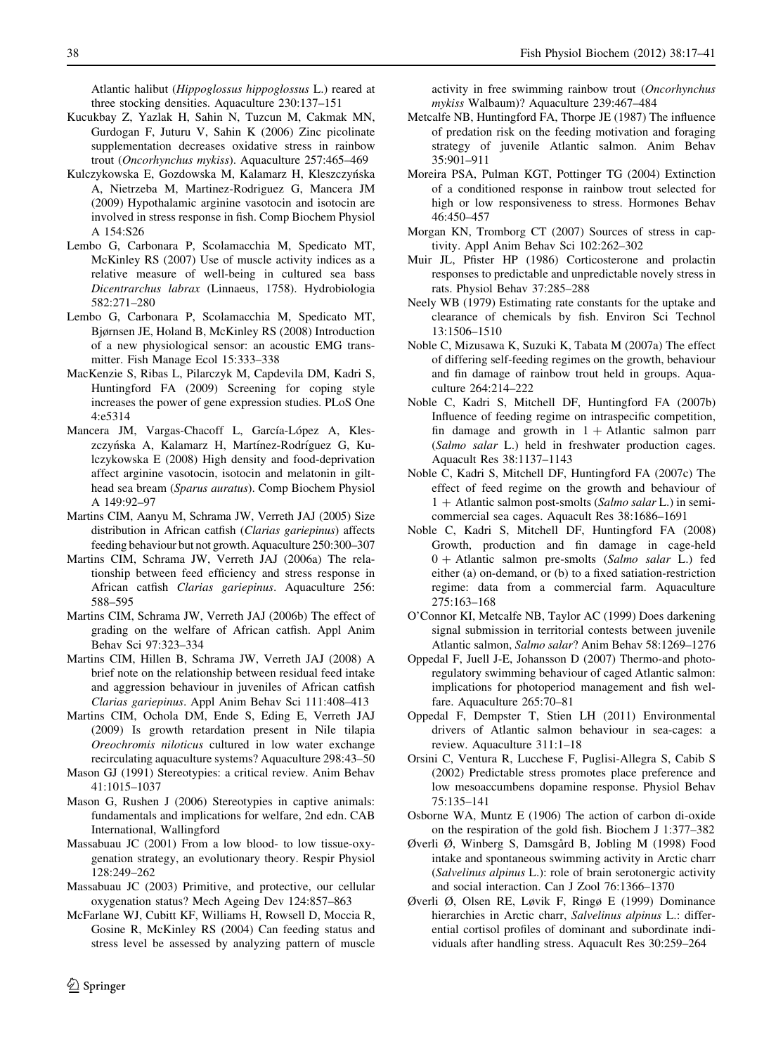Atlantic halibut (*Hippoglossus hippoglossus* L.) reared at three stocking densities. Aquaculture 230:137–151

Kucukbay Z, Yazlak H, Sahin N, Tuzcun M, Cakmak MN, Gurdogan F, Juturu V, Sahin K (2006) Zinc picolinate supplementation decreases oxidative stress in rainbow trout (*Oncorhynchus mykiss*). Aquaculture 257:465–469

Kulczykowska E, Gozdowska M, Kalamarz H, Kleszczyńska A, Nietrzeba M, Martinez-Rodriguez G, Mancera JM (2009) Hypothalamic arginine vasotocin and isotocin are involved in stress response in fish. Comp Biochem Physiol A 154:S26

Lembo G, Carbonara P, Scolamacchia M, Spedicato MT, McKinley RS (2007) Use of muscle activity indices as a relative measure of well-being in cultured sea bass *Dicentrarchus labrax* (Linnaeus, 1758). Hydrobiologia 582:271–280

Lembo G, Carbonara P, Scolamacchia M, Spedicato MT, Bjørnsen JE, Holand B, McKinley RS (2008) Introduction of a new physiological sensor: an acoustic EMG transmitter. Fish Manage Ecol 15:333–338

MacKenzie S, Ribas L, Pilarczyk M, Capdevila DM, Kadri S, Huntingford FA (2009) Screening for coping style increases the power of gene expression studies. PLoS One 4:e5314

Mancera JM, Vargas-Chacoff L, García-López A, Kleszczyńska A, Kalamarz H, Martínez-Rodríguez G, Kulczykowska E (2008) High density and food-deprivation affect arginine vasotocin, isotocin and melatonin in gilthead sea bream (*Sparus auratus*). Comp Biochem Physiol A 149:92–97

Martins CIM, Aanyu M, Schrama JW, Verreth JAJ (2005) Size distribution in African catfish (*Clarias gariepinus*) affects feeding behaviour but not growth. Aquaculture 250:300–307

Martins CIM, Schrama JW, Verreth JAJ (2006a) The relationship between feed efficiency and stress response in African catfish *Clarias gariepinus*. Aquaculture 256:588–595

Martins CIM, Schrama JW, Verreth JAJ (2006b) The effect of grading on the welfare of African catfish. Appl Anim Behav Sci 97:323–334

Martins CIM, Hillen B, Schrama JW, Verreth JAJ (2008) A brief note on the relationship between residual feed intake and aggression behaviour in juveniles of African catfish *Clarias gariepinus*. Appl Anim Behav Sci 111:408–413

Martins CIM, Ochola DM, Ende S, Eding E, Verreth JAJ (2009) Is growth retardation present in Nile tilapia *Oreochromis niloticus* cultured in low water exchange recirculating aquaculture systems? Aquaculture 298:43–50

Mason GJ (1991) Stereotypies: a critical review. Anim Behav 41:1015–1037

Mason G, Rushen J (2006) Stereotypies in captive animals: fundamentals and implications for welfare, 2nd edn. CAB International, Wallingford

Massabuau JC (2001) From a low blood- to low tissue-oxygenation strategy, an evolutionary theory. Respir Physiol 128:249–262

Massabuau JC (2003) Primitive, and protective, our cellular oxygenation status? Mech Ageing Dev 124:857–863

McFarlane WJ, Cubitt KF, Williams H, Rowsell D, Moccia R, Gosine R, McKinley RS (2004) Can feeding status and stress level be assessed by analyzing pattern of muscle activity in free swimming rainbow trout (*Oncorhynchus mykiss* Walbaum)? Aquaculture 239:467–484

Metcalfe NB, Huntingford FA, Thorpe JE (1987) The influence of predation risk on the feeding motivation and foraging strategy of juvenile Atlantic salmon. Anim Behav 35:901–911

Moreira PSA, Pulman KGT, Pottinger TG (2004) Extinction of a conditioned response in rainbow trout selected for high or low responsiveness to stress. Hormones Behav 46:450–457

Morgan KN, Tromborg CT (2007) Sources of stress in captivity. Appl Anim Behav Sci 102:262–302

Muir JL, Pfister HP (1986) Corticosterone and prolactin responses to predictable and unpredictable novely stress in rats. Physiol Behav 37:285–288

Neely WB (1979) Estimating rate constants for the uptake and clearance of chemicals by fish. Environ Sci Technol 13:1506–1510

Noble C, Mizusawa K, Suzuki K, Tabata M (2007a) The effect of differing self-feeding regimes on the growth, behaviour and fin damage of rainbow trout held in groups. Aquaculture 264:214–222

Noble C, Kadri S, Mitchell DF, Huntingford FA (2007b) Influence of feeding regime on intraspecific competition, fin damage and growth in 1 + Atlantic salmon parr (*Salmo salar* L.) held in freshwater production cages. Aquacult Res 38:1137–1143

Noble C, Kadri S, Mitchell DF, Huntingford FA (2007c) The effect of feed regime on the growth and behaviour of 1 + Atlantic salmon post-smolts (*Salmo salar* L.) in semi-commercial sea cages. Aquacult Res 38:1686–1691

Noble C, Kadri S, Mitchell DF, Huntingford FA (2008) Growth, production and fin damage in cage-held 0 + Atlantic salmon pre-smolts (*Salmo salar* L.) fed either (a) on-demand, or (b) to a fixed satiation-restriction regime: data from a commercial farm. Aquaculture 275:163–168

O'Connor KI, Metcalfe NB, Taylor AC (1999) Does darkening signal submission in territorial contests between juvenile Atlantic salmon, *Salmo salar*? Anim Behav 58:1269–1276

Oppedal F, Juell J-E, Johansson D (2007) Thermo-and photoregulatory swimming behaviour of caged Atlantic salmon: implications for photoperiod management and fish welfare. Aquaculture 265:70–81

Oppedal F, Dempster T, Stien LH (2011) Environmental drivers of Atlantic salmon behaviour in sea-cages: a review. Aquaculture 311:1–18

Orsini C, Ventura R, Lucchese F, Puglisi-Allegra S, Cabib S (2002) Predictable stress promotes place preference and low mesoaccumbens dopamine response. Physiol Behav 75:135–141

Osborne WA, Muntz E (1906) The action of carbon di-oxide on the respiration of the gold fish. Biochem J 1:377–382

Øverli Ø, Winberg S, Damsgård B, Jobling M (1998) Food intake and spontaneous swimming activity in Arctic charr (*Salvelinus alpinus* L.): role of brain serotonergic activity and social interaction. Can J Zool 76:1366–1370

Øverli Ø, Olsen RE, Løvik F, Ringø E (1999) Dominance hierarchies in Arctic charr, *Salvelinus alpinus* L.: differential cortisol profiles of dominant and subordinate individuals after handling stress. Aquacult Res 30:259–264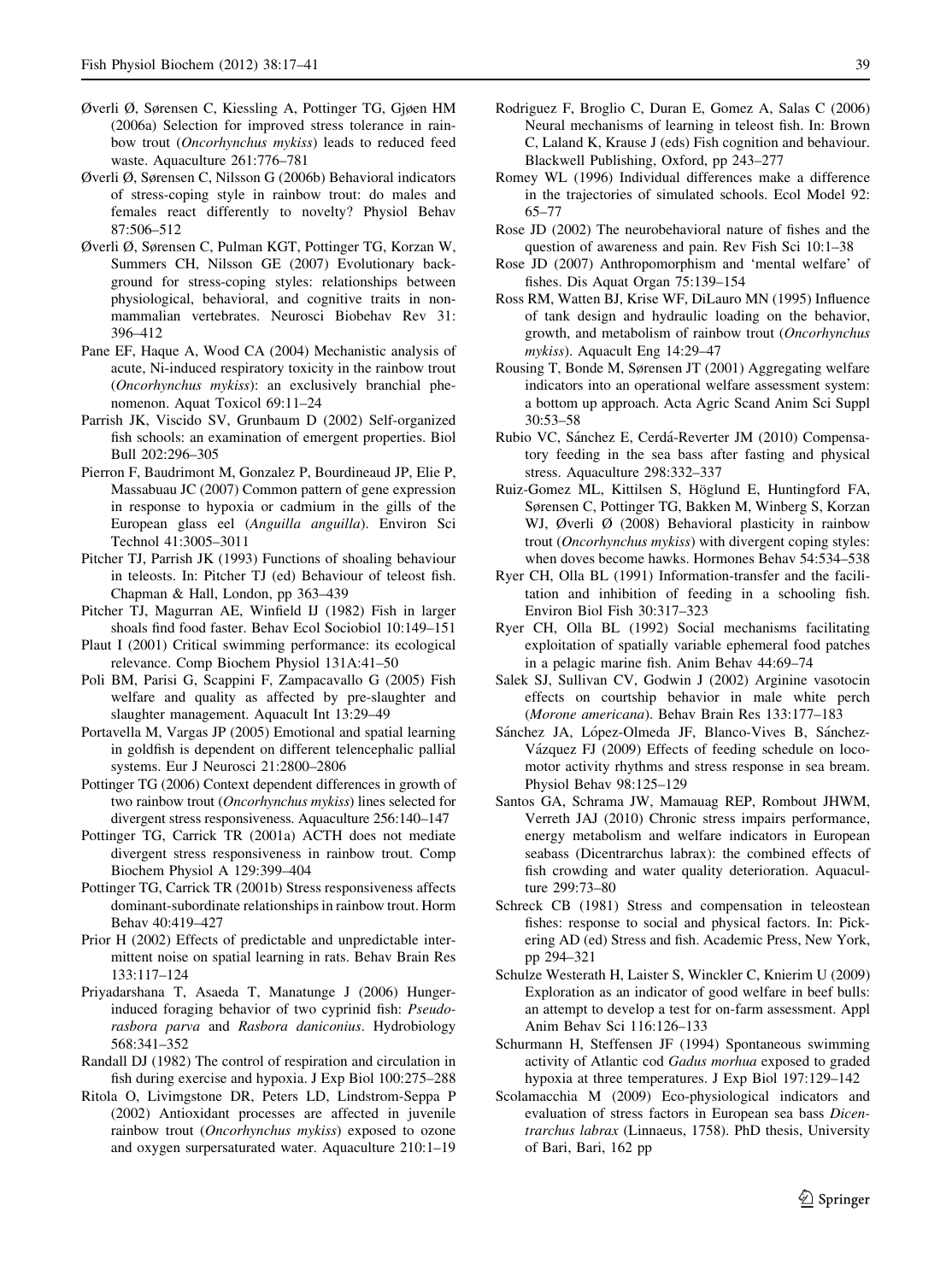Øverli Ø, Sørensen C, Kiessling A, Pottinger TG, Gjøen HM (2006a) Selection for improved stress tolerance in rainbow trout (*Oncorhynchus mykiss*) leads to reduced feed waste. Aquaculture 261:776–781

Øverli Ø, Sørensen C, Nilsson G (2006b) Behavioral indicators of stress-coping style in rainbow trout: do males and females react differently to novelty? Physiol Behav 87:506–512

Øverli Ø, Sørensen C, Pulman KGT, Pottinger TG, Korzan W, Summers CH, Nilsson GE (2007) Evolutionary background for stress-coping styles: relationships between physiological, behavioral, and cognitive traits in non-mammalian vertebrates. Neurosci Biobehav Rev 31:396–412

Pane EF, Haque A, Wood CA (2004) Mechanistic analysis of acute, Ni-induced respiratory toxicity in the rainbow trout (*Oncorhynchus mykiss*): an exclusively branchial phenomenon. Aquat Toxicol 69:11–24

Parrish JK, Viscido SV, Grunbaum D (2002) Self-organized fish schools: an examination of emergent properties. Biol Bull 202:296–305

Pierron F, Baudrimont M, Gonzalez P, Bourdineaud JP, Elie P, Massabuau JC (2007) Common pattern of gene expression in response to hypoxia or cadmium in the gills of the European glass eel (*Anguilla anguilla*). Environ Sci Technol 41:3005–3011

Pitcher TJ, Parrish JK (1993) Functions of shoaling behaviour in teleosts. In: Pitcher TJ (ed) Behaviour of teleost fish. Chapman & Hall, London, pp 363–439

Pitcher TJ, Magurran AE, Winfield IJ (1982) Fish in larger shoals find food faster. Behav Ecol Sociobiol 10:149–151

Plaut I (2001) Critical swimming performance: its ecological relevance. Comp Biochem Physiol 131A:41–50

Poli BM, Parisi G, Scappini F, Zampacavallo G (2005) Fish welfare and quality as affected by pre-slaughter and slaughter management. Aquacult Int 13:29–49

Portavella M, Vargas JP (2005) Emotional and spatial learning in goldfish is dependent on different telencephalic pallial systems. Eur J Neurosci 21:2800–2806

Pottinger TG (2006) Context dependent differences in growth of two rainbow trout (*Oncorhynchus mykiss*) lines selected for divergent stress responsiveness. Aquaculture 256:140–147

Pottinger TG, Carrick TR (2001a) ACTH does not mediate divergent stress responsiveness in rainbow trout. Comp Biochem Physiol A 129:399–404

Pottinger TG, Carrick TR (2001b) Stress responsiveness affects dominant-subordinate relationships in rainbow trout. Horm Behav 40:419–427

Prior H (2002) Effects of predictable and unpredictable intermittent noise on spatial learning in rats. Behav Brain Res 133:117–124

Priyadarshana T, Asaeda T, Manatunge J (2006) Hunger-induced foraging behavior of two cyprinid fish: *Pseudorasbora parva* and *Rasbora daniconius*. Hydrobiology 568:341–352

Randall DJ (1982) The control of respiration and circulation in fish during exercise and hypoxia. J Exp Biol 100:275–288

Ritola O, Livimgstone DR, Peters LD, Lindstrom-Seppa P (2002) Antioxidant processes are affected in juvenile rainbow trout (*Oncorhynchus mykiss*) exposed to ozone and oxygen surpersaturated water. Aquaculture 210:1–19

Rodriguez F, Broglio C, Duran E, Gomez A, Salas C (2006) Neural mechanisms of learning in teleost fish. In: Brown C, Laland K, Krause J (eds) Fish cognition and behaviour. Blackwell Publishing, Oxford, pp 243–277

Romey WL (1996) Individual differences make a difference in the trajectories of simulated schools. Ecol Model 92:65–77

Rose JD (2002) The neurobehavioral nature of fishes and the question of awareness and pain. Rev Fish Sci 10:1–38

Rose JD (2007) Anthropomorphism and 'mental welfare' of fishes. Dis Aquat Organ 75:139–154

Ross RM, Watten BJ, Krise WF, DiLauro MN (1995) Influence of tank design and hydraulic loading on the behavior, growth, and metabolism of rainbow trout (*Oncorhynchus mykiss*). Aquacult Eng 14:29–47

Rousing T, Bonde M, Sørensen JT (2001) Aggregating welfare indicators into an operational welfare assessment system: a bottom up approach. Acta Agric Scand Anim Sci Suppl 30:53–58

Rubio VC, Sánchez E, Cerdá-Reverter JM (2010) Compensatory feeding in the sea bass after fasting and physical stress. Aquaculture 298:332–337

Ruiz-Gomez ML, Kittilsen S, Höglund E, Huntingford FA, Sørensen C, Pottinger TG, Bakken M, Winberg S, Korzan WJ, Øverli Ø (2008) Behavioral plasticity in rainbow trout (*Oncorhynchus mykiss*) with divergent coping styles: when doves become hawks. Hormones Behav 54:534–538

Ryer CH, Olla BL (1991) Information-transfer and the facilitation and inhibition of feeding in a schooling fish. Environ Biol Fish 30:317–323

Ryer CH, Olla BL (1992) Social mechanisms facilitating exploitation of spatially variable ephemeral food patches in a pelagic marine fish. Anim Behav 44:69–74

Salek SJ, Sullivan CV, Godwin J (2002) Arginine vasotocin effects on courtship behavior in male white perch (*Morone americana*). Behav Brain Res 133:177–183

Sánchez JA, López-Olmeda JF, Blanco-Vives B, Sánchez-Vázquez FJ (2009) Effects of feeding schedule on locomotor activity rhythms and stress response in sea bream. Physiol Behav 98:125–129

Santos GA, Schrama JW, Mamauag REP, Rombout JHWM, Verreth JAJ (2010) Chronic stress impairs performance, energy metabolism and welfare indicators in European seabass (Dicentrarchus labrax): the combined effects of fish crowding and water quality deterioration. Aquaculture 299:73–80

Schreck CB (1981) Stress and compensation in teleostean fishes: response to social and physical factors. In: Pickering AD (ed) Stress and fish. Academic Press, New York, pp 294–321

Schulze Westerath H, Laister S, Winckler C, Knierim U (2009) Exploration as an indicator of good welfare in beef bulls: an attempt to develop a test for on-farm assessment. Appl Anim Behav Sci 116:126–133

Schurmann H, Steffensen JF (1994) Spontaneous swimming activity of Atlantic cod *Gadus morhua* exposed to graded hypoxia at three temperatures. J Exp Biol 197:129–142

Scolamacchia M (2009) Eco-physiological indicators and evaluation of stress factors in European sea bass *Dicentrarchus labrax* (Linnaeus, 1758). PhD thesis, University of Bari, Bari, 162 pp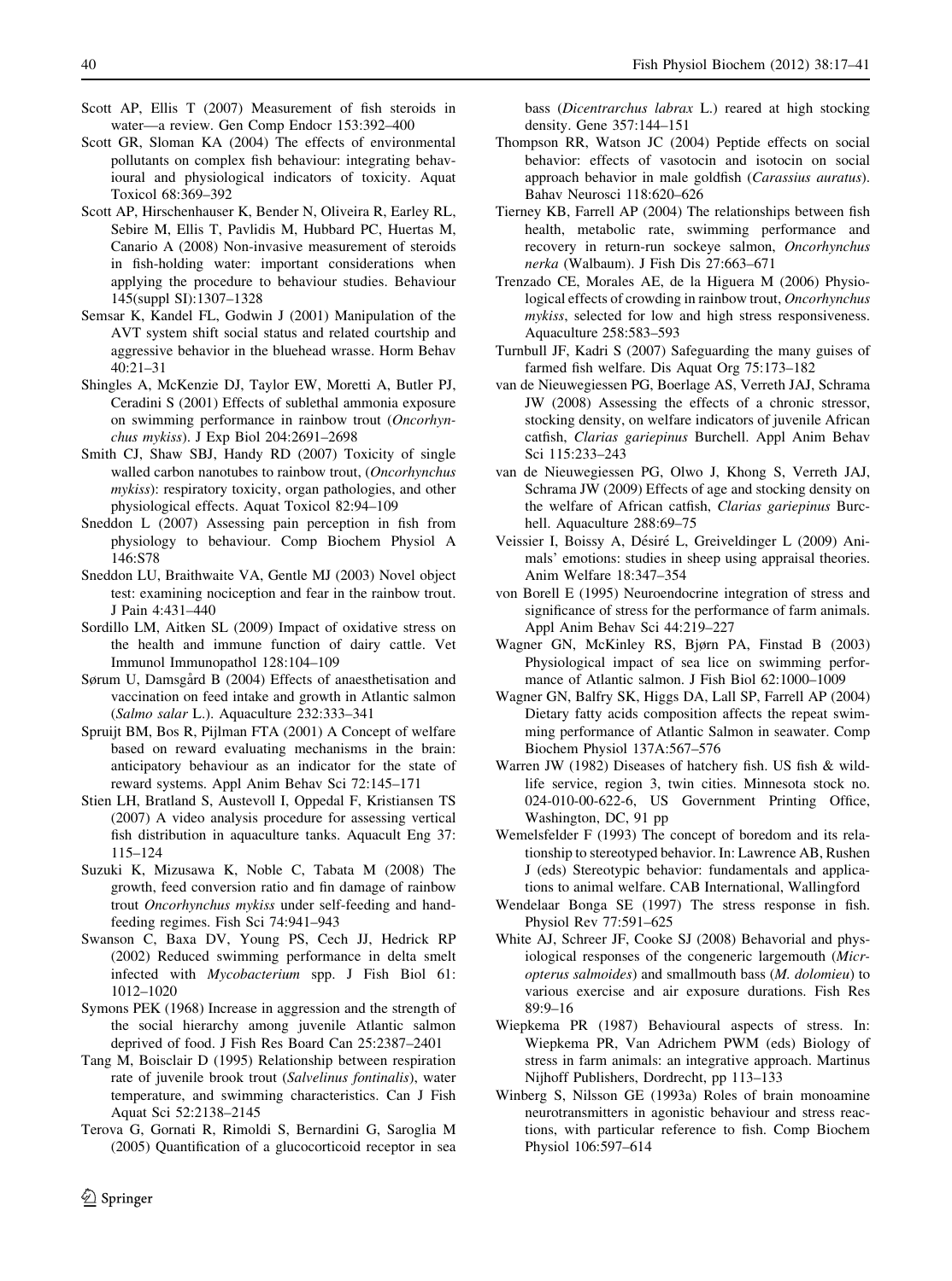Scott AP, Ellis T (2007) Measurement of fish steroids in water—a review. Gen Comp Endocr 153:392–400

Scott GR, Sloman KA (2004) The effects of environmental pollutants on complex fish behaviour: integrating behavioural and physiological indicators of toxicity. Aquat Toxicol 68:369–392

Scott AP, Hirschenhauser K, Bender N, Oliveira R, Earley RL, Sebire M, Ellis T, Pavlidis M, Hubbard PC, Huertas M, Canario A (2008) Non-invasive measurement of steroids in fish-holding water: important considerations when applying the procedure to behaviour studies. Behaviour 145(suppl SI):1307–1328

Semsar K, Kandel FL, Godwin J (2001) Manipulation of the AVT system shift social status and related courtship and aggressive behavior in the bluehead wrasse. Horm Behav 40:21–31

Shingles A, McKenzie DJ, Taylor EW, Moretti A, Butler PJ, Ceradini S (2001) Effects of sublethal ammonia exposure on swimming performance in rainbow trout (*Oncorhynchus mykiss*). J Exp Biol 204:2691–2698

Smith CJ, Shaw SBJ, Handy RD (2007) Toxicity of single walled carbon nanotubes to rainbow trout, (*Oncorhynchus mykiss*): respiratory toxicity, organ pathologies, and other physiological effects. Aquat Toxicol 82:94–109

Sneddon L (2007) Assessing pain perception in fish from physiology to behaviour. Comp Biochem Physiol A 146:S78

Sneddon LU, Braithwaite VA, Gentle MJ (2003) Novel object test: examining nociception and fear in the rainbow trout. J Pain 4:431–440

Sordillo LM, Aitken SL (2009) Impact of oxidative stress on the health and immune function of dairy cattle. Vet Immunol Immunopathol 128:104–109

Sørum U, Damsgård B (2004) Effects of anaesthetisation and vaccination on feed intake and growth in Atlantic salmon (*Salmo salar* L.). Aquaculture 232:333–341

Spruijt BM, Bos R, Pijlman FTA (2001) A Concept of welfare based on reward evaluating mechanisms in the brain: anticipatory behaviour as an indicator for the state of reward systems. Appl Anim Behav Sci 72:145–171

Stien LH, Bratland S, Austevoll I, Oppedal F, Kristiansen TS (2007) A video analysis procedure for assessing vertical fish distribution in aquaculture tanks. Aquacult Eng 37: 115–124

Suzuki K, Mizusawa K, Noble C, Tabata M (2008) The growth, feed conversion ratio and fin damage of rainbow trout *Oncorhynchus mykiss* under self-feeding and hand-feeding regimes. Fish Sci 74:941–943

Swanson C, Baxa DV, Young PS, Cech JJ, Hedrick RP (2002) Reduced swimming performance in delta smelt infected with *Mycobacterium* spp. J Fish Biol 61: 1012–1020

Symons PEK (1968) Increase in aggression and the strength of the social hierarchy among juvenile Atlantic salmon deprived of food. J Fish Res Board Can 25:2387–2401

Tang M, Boisclair D (1995) Relationship between respiration rate of juvenile brook trout (*Salvelinus fontinalis*), water temperature, and swimming characteristics. Can J Fish Aquat Sci 52:2138–2145

Terova G, Gornati R, Rimoldi S, Bernardini G, Saroglia M (2005) Quantification of a glucocorticoid receptor in sea bass (*Dicentrarchus labrax* L.) reared at high stocking density. Gene 357:144–151

Thompson RR, Watson JC (2004) Peptide effects on social behavior: effects of vasotocin and isotocin on social approach behavior in male goldfish (*Carassius auratus*). Bahav Neurosci 118:620–626

Tierney KB, Farrell AP (2004) The relationships between fish health, metabolic rate, swimming performance and recovery in return-run sockeye salmon, *Oncorhynchus nerka* (Walbaum). J Fish Dis 27:663–671

Trenzado CE, Morales AE, de la Higuera M (2006) Physiological effects of crowding in rainbow trout, *Oncorhynchus mykiss*, selected for low and high stress responsiveness. Aquaculture 258:583–593

Turnbull JF, Kadri S (2007) Safeguarding the many guises of farmed fish welfare. Dis Aquat Org 75:173–182

van de Nieuwegiessen PG, Boerlage AS, Verreth JAJ, Schrama JW (2008) Assessing the effects of a chronic stressor, stocking density, on welfare indicators of juvenile African catfish, *Clarias gariepinus* Burchell. Appl Anim Behav Sci 115:233–243

van de Nieuwegiessen PG, Olwo J, Khong S, Verreth JAJ, Schrama JW (2009) Effects of age and stocking density on the welfare of African catfish, *Clarias gariepinus* Burchell. Aquaculture 288:69–75

Veissier I, Boissy A, Désiré L, Greiveldinger L (2009) Animals' emotions: studies in sheep using appraisal theories. Anim Welfare 18:347–354

von Borell E (1995) Neuroendocrine integration of stress and significance of stress for the performance of farm animals. Appl Anim Behav Sci 44:219–227

Wagner GN, McKinley RS, Bjørn PA, Finstad B (2003) Physiological impact of sea lice on swimming performance of Atlantic salmon. J Fish Biol 62:1000–1009

Wagner GN, Balfry SK, Higgs DA, Lall SP, Farrell AP (2004) Dietary fatty acids composition affects the repeat swimming performance of Atlantic Salmon in seawater. Comp Biochem Physiol 137A:567–576

Warren JW (1982) Diseases of hatchery fish. US fish & wildlife service, region 3, twin cities. Minnesota stock no. 024-010-00-622-6, US Government Printing Office, Washington, DC, 91 pp

Wemelsfelder F (1993) The concept of boredom and its relationship to stereotyped behavior. In: Lawrence AB, Rushen J (eds) Stereotypic behavior: fundamentals and applications to animal welfare. CAB International, Wallingford

Wendelaar Bonga SE (1997) The stress response in fish. Physiol Rev 77:591–625

White AJ, Schreer JF, Cooke SJ (2008) Behavorial and physiological responses of the congeneric largemouth (*Micropterus salmoides*) and smallmouth bass (*M. dolomieu*) to various exercise and air exposure durations. Fish Res 89:9–16

Wiepkema PR (1987) Behavioural aspects of stress. In: Wiepkema PR, Van Adrichem PWM (eds) Biology of stress in farm animals: an integrative approach. Martinus Nijhoff Publishers, Dordrecht, pp 113–133

Winberg S, Nilsson GE (1993a) Roles of brain monoamine neurotransmitters in agonistic behaviour and stress reactions, with particular reference to fish. Comp Biochem Physiol 106:597–614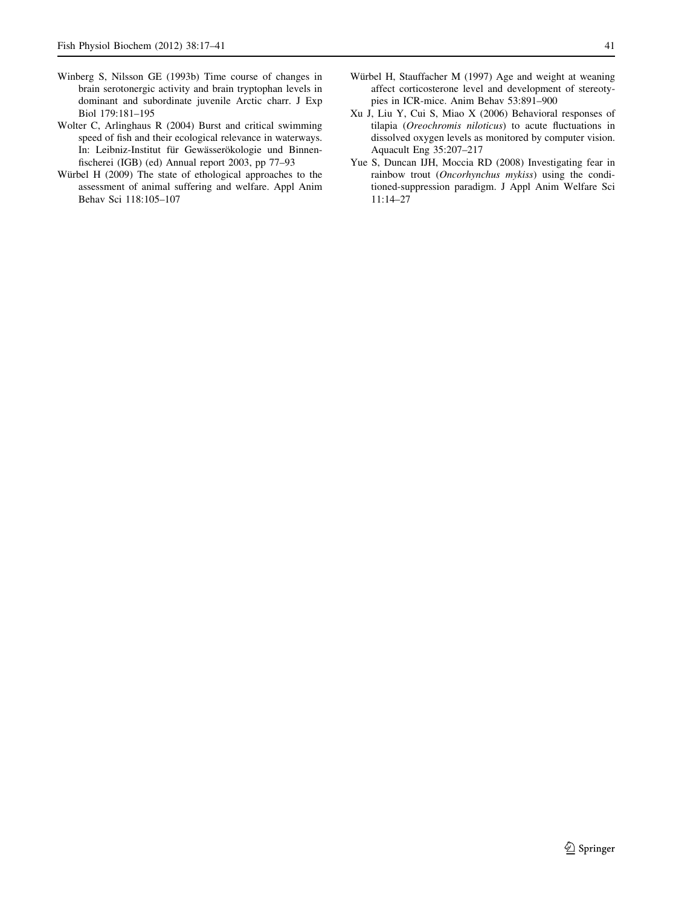Winberg S, Nilsson GE (1993b) Time course of changes in brain serotonergic activity and brain tryptophan levels in dominant and subordinate juvenile Arctic charr. J Exp Biol 179:181–195

Wolter C, Arlinghaus R (2004) Burst and critical swimming speed of fish and their ecological relevance in waterways. In: Leibniz-Institut für Gewässerökologie und Binnenfischerei (IGB) (ed) Annual report 2003, pp 77–93

Würbel H (2009) The state of ethological approaches to the assessment of animal suffering and welfare. Appl Anim Behav Sci 118:105–107

Würbel H, Stauffacher M (1997) Age and weight at weaning affect corticosterone level and development of stereotypies in ICR-mice. Anim Behav 53:891–900

Xu J, Liu Y, Cui S, Miao X (2006) Behavioral responses of tilapia (*Oreochromis niloticus*) to acute fluctuations in dissolved oxygen levels as monitored by computer vision. Aquacult Eng 35:207–217

Yue S, Duncan IJH, Moccia RD (2008) Investigating fear in rainbow trout (*Oncorhynchus mykiss*) using the conditioned-suppression paradigm. J Appl Anim Welfare Sci 11:14–27